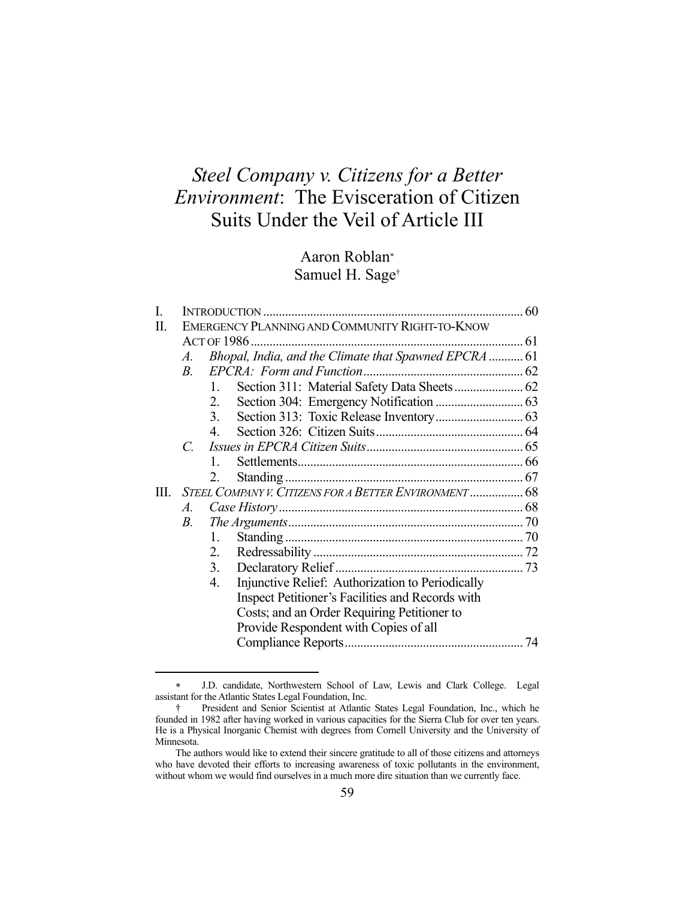# *Steel Company v. Citizens for a Better Environment*: The Evisceration of Citizen Suits Under the Veil of Article III

Aaron Roblan*
Samuel H. Sage†

I. INTRODUCTION .................................................................................. 60
II. EMERGENCY PLANNING AND COMMUNITY RIGHT-TO-KNOW ACT OF 1986 ...................................................................................... 61
 A. *Bhopal, India, and the Climate that Spawned EPCRA* ........... 61
 B. *EPCRA: Form and Function* .................................................. 62
  1. Section 311: Material Safety Data Sheets ...................... 62
  2. Section 304: Emergency Notification ............................ 63
  3. Section 313: Toxic Release Inventory ............................ 63
  4. Section 326: Citizen Suits .............................................. 64
 C. *Issues in EPCRA Citizen Suits* ................................................. 65
  1. Settlements....................................................................... 66
  2. Standing ........................................................................... 67
III. *STEEL COMPANY V. CITIZENS FOR A BETTER ENVIRONMENT* ................. 68
 A. *Case History* ............................................................................. 68
 B. *The Arguments* .......................................................................... 70
  1. Standing ........................................................................... 70
  2. Redressability .................................................................. 72
  3. Declaratory Relief ............................................................ 73
  4. Injunctive Relief: Authorization to Periodically Inspect Petitioner's Facilities and Records with Costs; and an Order Requiring Petitioner to Provide Respondent with Copies of all Compliance Reports......................................................... 74

---

\* J.D. candidate, Northwestern School of Law, Lewis and Clark College. Legal assistant for the Atlantic States Legal Foundation, Inc.

† President and Senior Scientist at Atlantic States Legal Foundation, Inc., which he founded in 1982 after having worked in various capacities for the Sierra Club for over ten years. He is a Physical Inorganic Chemist with degrees from Cornell University and the University of Minnesota.

The authors would like to extend their sincere gratitude to all of those citizens and attorneys who have devoted their efforts to increasing awareness of toxic pollutants in the environment, without whom we would find ourselves in a much more dire situation than we currently face.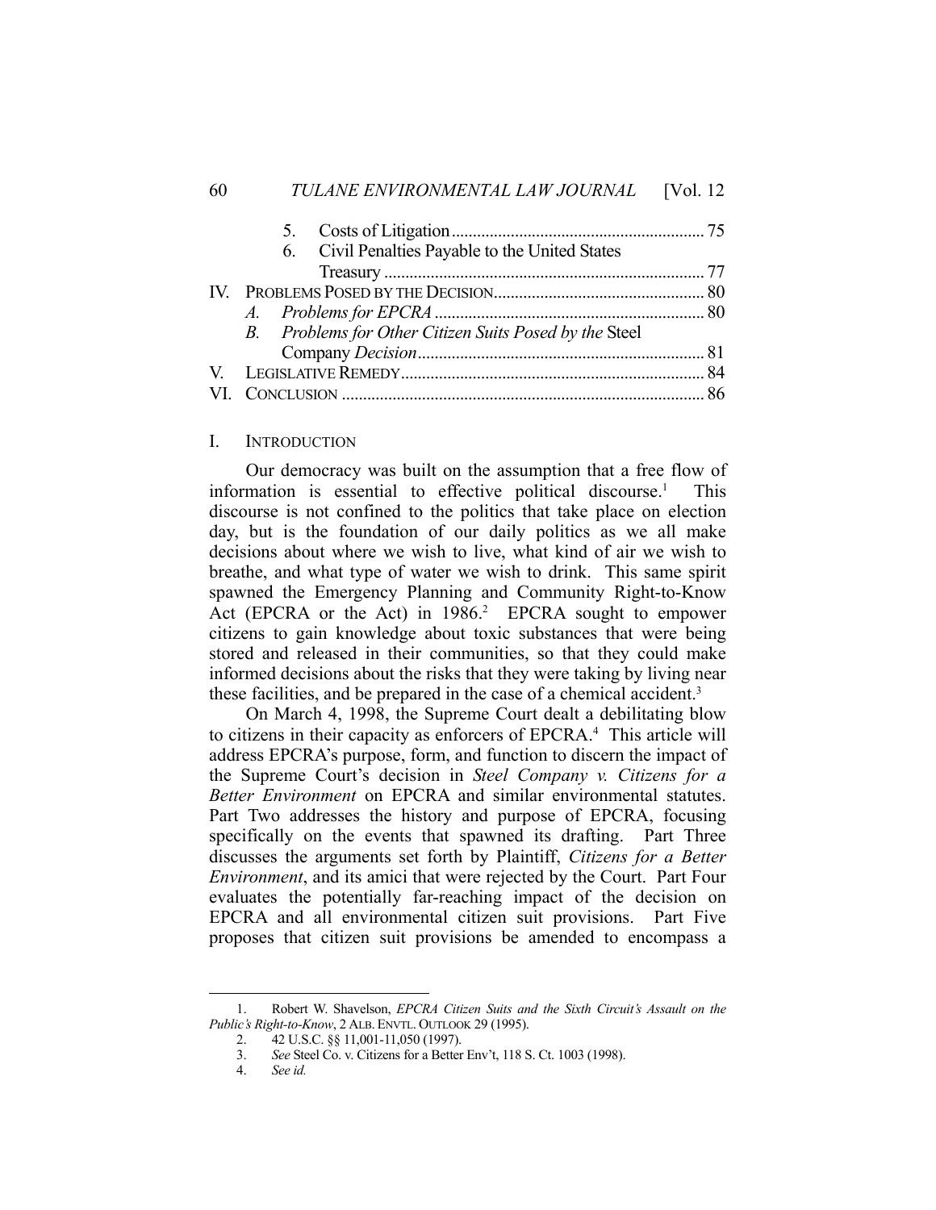|  |  |  |
|---|---|---|
|  | 5. Costs of Litigation | 75 |
|  | 6. Civil Penalties Payable to the United States Treasury | 77 |
| IV. | PROBLEMS POSED BY THE DECISION | 80 |
|  | *A. Problems for EPCRA* | 80 |
|  | *B. Problems for Other Citizen Suits Posed by the* Steel Company *Decision* | 81 |
| V. | LEGISLATIVE REMEDY | 84 |
| VI. | CONCLUSION | 86 |

## I. INTRODUCTION

Our democracy was built on the assumption that a free flow of information is essential to effective political discourse.[1] This discourse is not confined to the politics that take place on election day, but is the foundation of our daily politics as we all make decisions about where we wish to live, what kind of air we wish to breathe, and what type of water we wish to drink. This same spirit spawned the Emergency Planning and Community Right-to-Know Act (EPCRA or the Act) in 1986.[2] EPCRA sought to empower citizens to gain knowledge about toxic substances that were being stored and released in their communities, so that they could make informed decisions about the risks that they were taking by living near these facilities, and be prepared in the case of a chemical accident.[3]

On March 4, 1998, the Supreme Court dealt a debilitating blow to citizens in their capacity as enforcers of EPCRA.[4] This article will address EPCRA's purpose, form, and function to discern the impact of the Supreme Court's decision in *Steel Company v. Citizens for a Better Environment* on EPCRA and similar environmental statutes. Part Two addresses the history and purpose of EPCRA, focusing specifically on the events that spawned its drafting. Part Three discusses the arguments set forth by Plaintiff, *Citizens for a Better Environment*, and its amici that were rejected by the Court. Part Four evaluates the potentially far-reaching impact of the decision on EPCRA and all environmental citizen suit provisions. Part Five proposes that citizen suit provisions be amended to encompass a

---

1. Robert W. Shavelson, *EPCRA Citizen Suits and the Sixth Circuit's Assault on the Public's Right-to-Know*, 2 ALB. ENVTL. OUTLOOK 29 (1995).
2. 42 U.S.C. §§ 11,001-11,050 (1997).
3. *See* Steel Co. v. Citizens for a Better Env't, 118 S. Ct. 1003 (1998).
4. *See id.*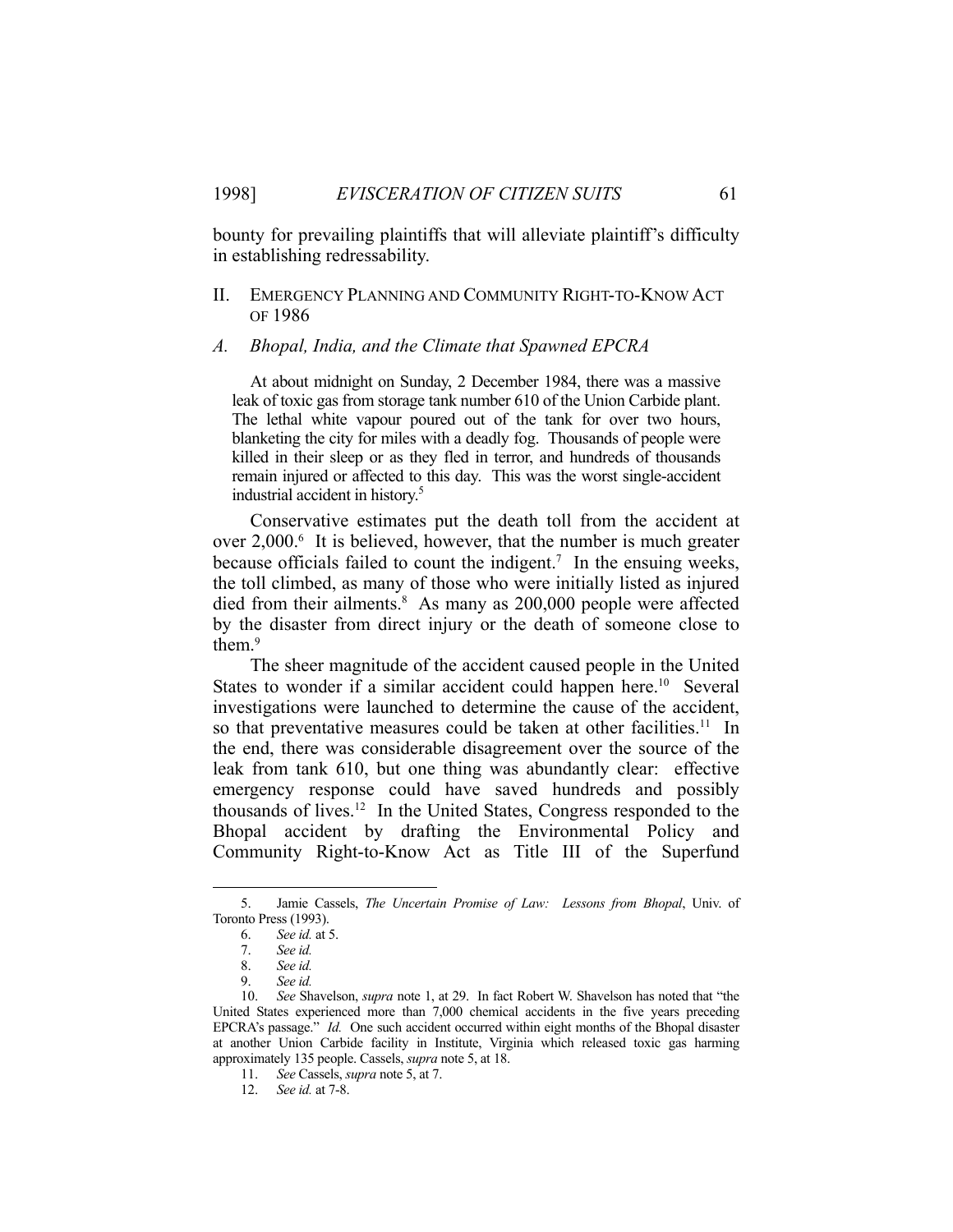bounty for prevailing plaintiffs that will alleviate plaintiff's difficulty in establishing redressability.

## II. EMERGENCY PLANNING AND COMMUNITY RIGHT-TO-KNOW ACT OF 1986

### *A. Bhopal, India, and the Climate that Spawned EPCRA*

> At about midnight on Sunday, 2 December 1984, there was a massive leak of toxic gas from storage tank number 610 of the Union Carbide plant. The lethal white vapour poured out of the tank for over two hours, blanketing the city for miles with a deadly fog. Thousands of people were killed in their sleep or as they fled in terror, and hundreds of thousands remain injured or affected to this day. This was the worst single-accident industrial accident in history.[5]

Conservative estimates put the death toll from the accident at over 2,000.[6] It is believed, however, that the number is much greater because officials failed to count the indigent.[7] In the ensuing weeks, the toll climbed, as many of those who were initially listed as injured died from their ailments.[8] As many as 200,000 people were affected by the disaster from direct injury or the death of someone close to them.[9]

The sheer magnitude of the accident caused people in the United States to wonder if a similar accident could happen here.[10] Several investigations were launched to determine the cause of the accident, so that preventative measures could be taken at other facilities.[11] In the end, there was considerable disagreement over the source of the leak from tank 610, but one thing was abundantly clear: effective emergency response could have saved hundreds and possibly thousands of lives.[12] In the United States, Congress responded to the Bhopal accident by drafting the Environmental Policy and Community Right-to-Know Act as Title III of the Superfund

---

5. Jamie Cassels, *The Uncertain Promise of Law: Lessons from Bhopal*, Univ. of Toronto Press (1993).

6. *See id.* at 5.

7. *See id.*

8. *See id.*

9. *See id.*

10. *See* Shavelson, *supra* note 1, at 29. In fact Robert W. Shavelson has noted that "the United States experienced more than 7,000 chemical accidents in the five years preceding EPCRA's passage." *Id.* One such accident occurred within eight months of the Bhopal disaster at another Union Carbide facility in Institute, Virginia which released toxic gas harming approximately 135 people. Cassels, *supra* note 5, at 18.

11. *See* Cassels, *supra* note 5, at 7.

12. *See id.* at 7-8.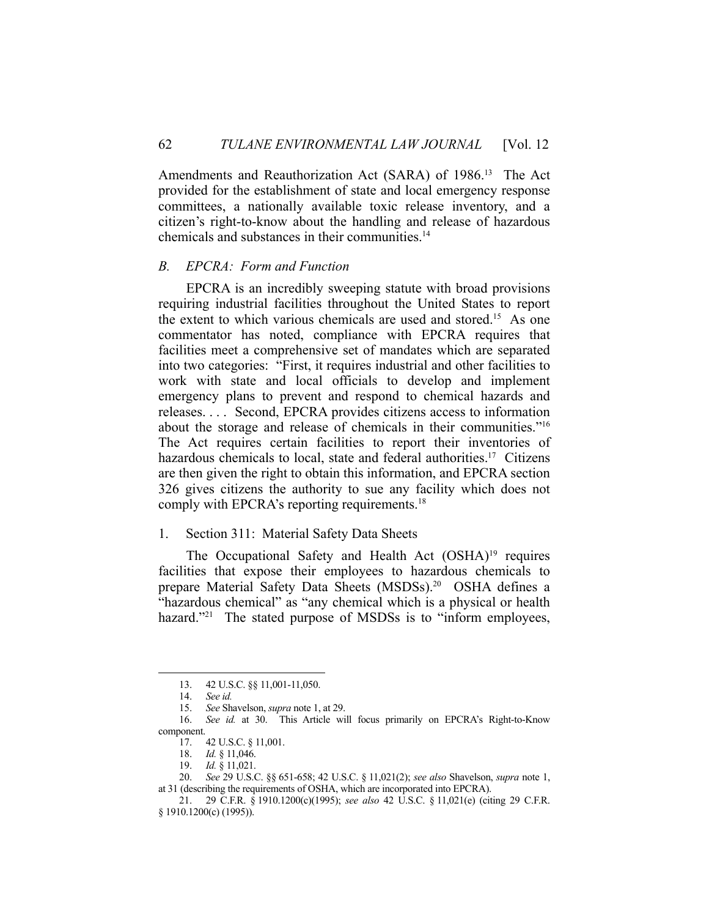Amendments and Reauthorization Act (SARA) of 1986.[13] The Act provided for the establishment of state and local emergency response committees, a nationally available toxic release inventory, and a citizen's right-to-know about the handling and release of hazardous chemicals and substances in their communities.[14]

### *B. EPCRA: Form and Function*

EPCRA is an incredibly sweeping statute with broad provisions requiring industrial facilities throughout the United States to report the extent to which various chemicals are used and stored.[15] As one commentator has noted, compliance with EPCRA requires that facilities meet a comprehensive set of mandates which are separated into two categories: "First, it requires industrial and other facilities to work with state and local officials to develop and implement emergency plans to prevent and respond to chemical hazards and releases. . . . Second, EPCRA provides citizens access to information about the storage and release of chemicals in their communities."[16] The Act requires certain facilities to report their inventories of hazardous chemicals to local, state and federal authorities.[17] Citizens are then given the right to obtain this information, and EPCRA section 326 gives citizens the authority to sue any facility which does not comply with EPCRA's reporting requirements.[18]

#### 1. Section 311: Material Safety Data Sheets

The Occupational Safety and Health Act (OSHA)[19] requires facilities that expose their employees to hazardous chemicals to prepare Material Safety Data Sheets (MSDSs).[20] OSHA defines a "hazardous chemical" as "any chemical which is a physical or health hazard."[21] The stated purpose of MSDSs is to "inform employees,

---

13. 42 U.S.C. §§ 11,001-11,050.

14. *See id.*

15. *See* Shavelson, *supra* note 1, at 29.

16. *See id.* at 30. This Article will focus primarily on EPCRA's Right-to-Know component.

17. 42 U.S.C. § 11,001.

18. *Id.* § 11,046.

19. *Id.* § 11,021.

20. *See* 29 U.S.C. §§ 651-658; 42 U.S.C. § 11,021(2); *see also* Shavelson, *supra* note 1, at 31 (describing the requirements of OSHA, which are incorporated into EPCRA).

21. 29 C.F.R. § 1910.1200(c)(1995); *see also* 42 U.S.C. § 11,021(e) (citing 29 C.F.R. § 1910.1200(c) (1995)).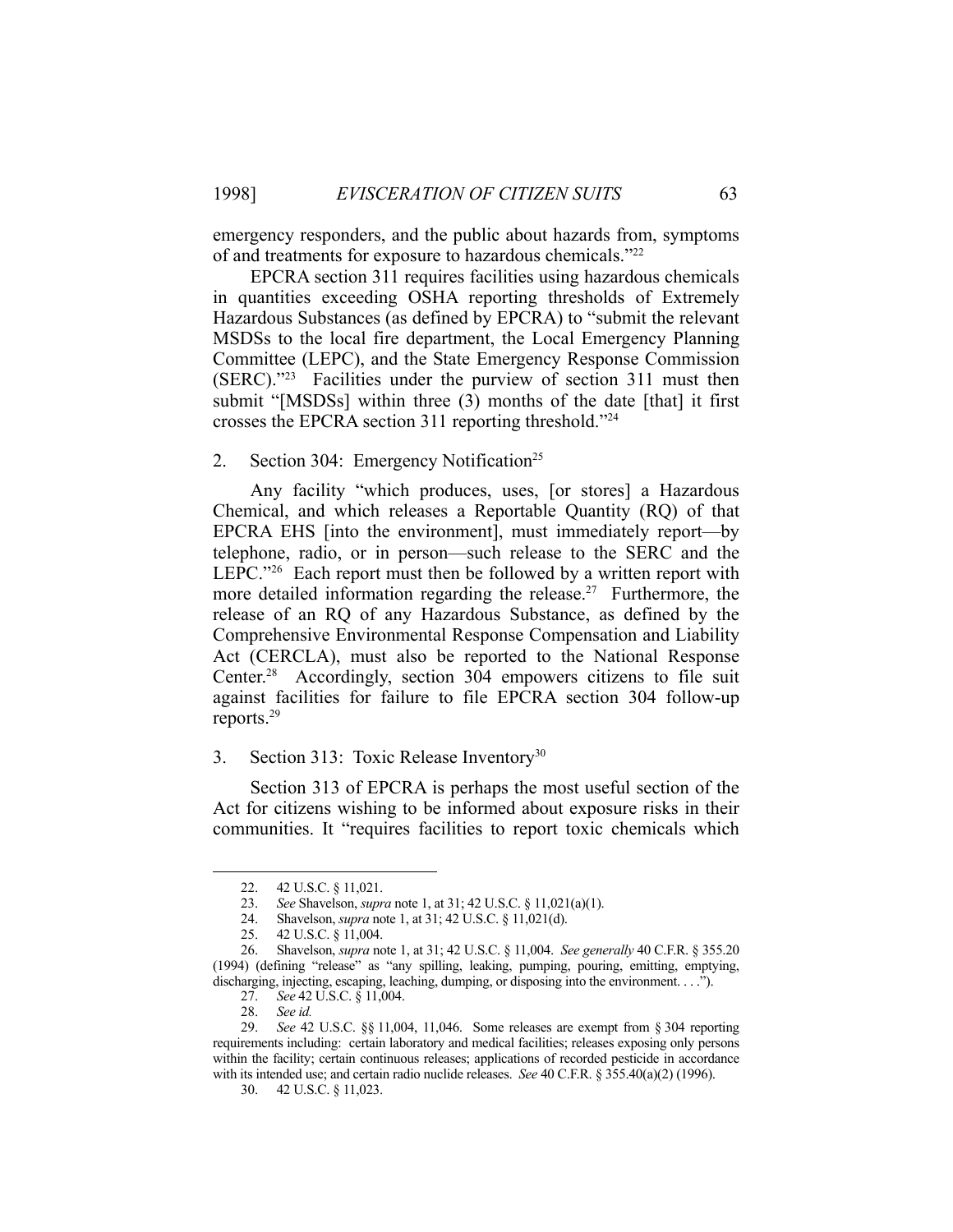emergency responders, and the public about hazards from, symptoms of and treatments for exposure to hazardous chemicals."[22]

EPCRA section 311 requires facilities using hazardous chemicals in quantities exceeding OSHA reporting thresholds of Extremely Hazardous Substances (as defined by EPCRA) to "submit the relevant MSDSs to the local fire department, the Local Emergency Planning Committee (LEPC), and the State Emergency Response Commission (SERC)."[23] Facilities under the purview of section 311 must then submit "[MSDSs] within three (3) months of the date [that] it first crosses the EPCRA section 311 reporting threshold."[24]

### 2. Section 304: Emergency Notification[25]

Any facility "which produces, uses, [or stores] a Hazardous Chemical, and which releases a Reportable Quantity (RQ) of that EPCRA EHS [into the environment], must immediately report—by telephone, radio, or in person—such release to the SERC and the LEPC."[26] Each report must then be followed by a written report with more detailed information regarding the release.[27] Furthermore, the release of an RQ of any Hazardous Substance, as defined by the Comprehensive Environmental Response Compensation and Liability Act (CERCLA), must also be reported to the National Response Center.[28] Accordingly, section 304 empowers citizens to file suit against facilities for failure to file EPCRA section 304 follow-up reports.[29]

### 3. Section 313: Toxic Release Inventory[30]

Section 313 of EPCRA is perhaps the most useful section of the Act for citizens wishing to be informed about exposure risks in their communities. It "requires facilities to report toxic chemicals which

---

22. 42 U.S.C. § 11,021.

23. *See* Shavelson, *supra* note 1, at 31; 42 U.S.C. § 11,021(a)(1).

24. Shavelson, *supra* note 1, at 31; 42 U.S.C. § 11,021(d).

25. 42 U.S.C. § 11,004.

26. Shavelson, *supra* note 1, at 31; 42 U.S.C. § 11,004. *See generally* 40 C.F.R. § 355.20 (1994) (defining "release" as "any spilling, leaking, pumping, pouring, emitting, emptying, discharging, injecting, escaping, leaching, dumping, or disposing into the environment. . . .").

27. *See* 42 U.S.C. § 11,004.

28. *See id.*

29. *See* 42 U.S.C. §§ 11,004, 11,046. Some releases are exempt from § 304 reporting requirements including: certain laboratory and medical facilities; releases exposing only persons within the facility; certain continuous releases; applications of recorded pesticide in accordance with its intended use; and certain radio nuclide releases. *See* 40 C.F.R. § 355.40(a)(2) (1996).

30. 42 U.S.C. § 11,023.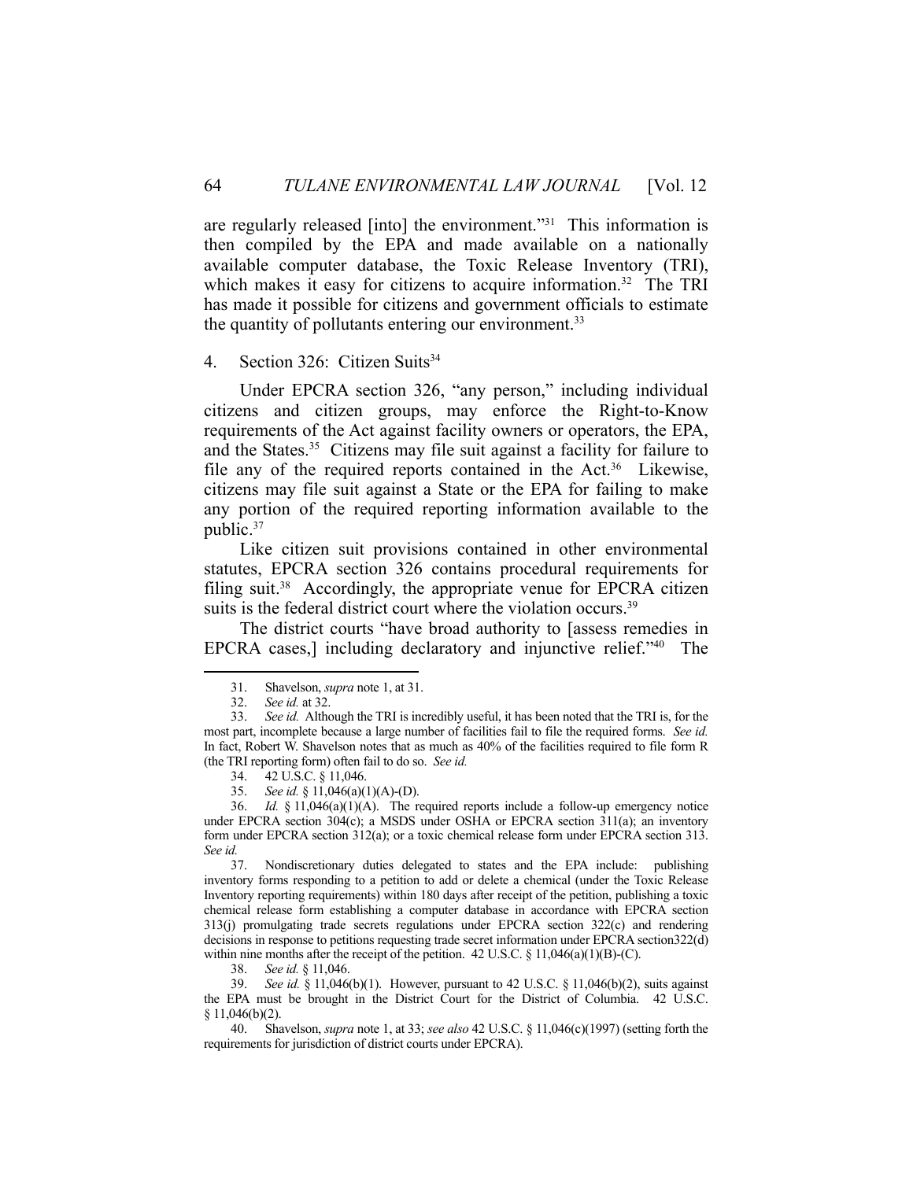are regularly released [into] the environment."[31] This information is then compiled by the EPA and made available on a nationally available computer database, the Toxic Release Inventory (TRI), which makes it easy for citizens to acquire information.[32] The TRI has made it possible for citizens and government officials to estimate the quantity of pollutants entering our environment.[33]

### 4. Section 326: Citizen Suits[34]

Under EPCRA section 326, "any person," including individual citizens and citizen groups, may enforce the Right-to-Know requirements of the Act against facility owners or operators, the EPA, and the States.[35] Citizens may file suit against a facility for failure to file any of the required reports contained in the Act.[36] Likewise, citizens may file suit against a State or the EPA for failing to make any portion of the required reporting information available to the public.[37]

Like citizen suit provisions contained in other environmental statutes, EPCRA section 326 contains procedural requirements for filing suit.[38] Accordingly, the appropriate venue for EPCRA citizen suits is the federal district court where the violation occurs.[39]

The district courts "have broad authority to [assess remedies in EPCRA cases,] including declaratory and injunctive relief."[40] The

---

31. Shavelson, *supra* note 1, at 31.

32. *See id.* at 32.

33. *See id.* Although the TRI is incredibly useful, it has been noted that the TRI is, for the most part, incomplete because a large number of facilities fail to file the required forms. *See id.* In fact, Robert W. Shavelson notes that as much as 40% of the facilities required to file form R (the TRI reporting form) often fail to do so. *See id.*

34. 42 U.S.C. § 11,046.

35. *See id.* § 11,046(a)(1)(A)-(D).

36. *Id.* § 11,046(a)(1)(A). The required reports include a follow-up emergency notice under EPCRA section 304(c); a MSDS under OSHA or EPCRA section 311(a); an inventory form under EPCRA section 312(a); or a toxic chemical release form under EPCRA section 313. *See id.*

37. Nondiscretionary duties delegated to states and the EPA include: publishing inventory forms responding to a petition to add or delete a chemical (under the Toxic Release Inventory reporting requirements) within 180 days after receipt of the petition, publishing a toxic chemical release form establishing a computer database in accordance with EPCRA section 313(j) promulgating trade secrets regulations under EPCRA section 322(c) and rendering decisions in response to petitions requesting trade secret information under EPCRA section322(d) within nine months after the receipt of the petition. 42 U.S.C. § 11,046(a)(1)(B)-(C).

38. *See id.* § 11,046.

39. *See id.* § 11,046(b)(1). However, pursuant to 42 U.S.C. § 11,046(b)(2), suits against the EPA must be brought in the District Court for the District of Columbia. 42 U.S.C. § 11,046(b)(2).

40. Shavelson, *supra* note 1, at 33; *see also* 42 U.S.C. § 11,046(c)(1997) (setting forth the requirements for jurisdiction of district courts under EPCRA).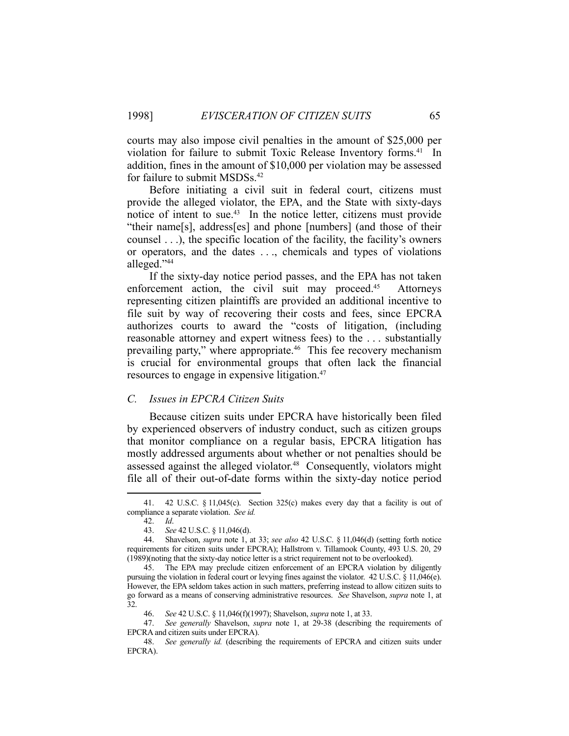courts may also impose civil penalties in the amount of $25,000 per violation for failure to submit Toxic Release Inventory forms.[41] In addition, fines in the amount of $10,000 per violation may be assessed for failure to submit MSDSs.[42]

Before initiating a civil suit in federal court, citizens must provide the alleged violator, the EPA, and the State with sixty-days notice of intent to sue.[43] In the notice letter, citizens must provide "their name[s], address[es] and phone [numbers] (and those of their counsel . . .), the specific location of the facility, the facility's owners or operators, and the dates . . ., chemicals and types of violations alleged."[44]

If the sixty-day notice period passes, and the EPA has not taken enforcement action, the civil suit may proceed.[45] Attorneys representing citizen plaintiffs are provided an additional incentive to file suit by way of recovering their costs and fees, since EPCRA authorizes courts to award the "costs of litigation, (including reasonable attorney and expert witness fees) to the . . . substantially prevailing party," where appropriate.[46] This fee recovery mechanism is crucial for environmental groups that often lack the financial resources to engage in expensive litigation.[47]

### *C. Issues in EPCRA Citizen Suits*

Because citizen suits under EPCRA have historically been filed by experienced observers of industry conduct, such as citizen groups that monitor compliance on a regular basis, EPCRA litigation has mostly addressed arguments about whether or not penalties should be assessed against the alleged violator.[48] Consequently, violators might file all of their out-of-date forms within the sixty-day notice period

---

41. 42 U.S.C. § 11,045(c). Section 325(c) makes every day that a facility is out of compliance a separate violation. *See id.*

42. *Id*.

43. *See* 42 U.S.C. § 11,046(d).

44. Shavelson, *supra* note 1, at 33; *see also* 42 U.S.C. § 11,046(d) (setting forth notice requirements for citizen suits under EPCRA); Hallstrom v. Tillamook County, 493 U.S. 20, 29 (1989)(noting that the sixty-day notice letter is a strict requirement not to be overlooked).

45. The EPA may preclude citizen enforcement of an EPCRA violation by diligently pursuing the violation in federal court or levying fines against the violator. 42 U.S.C. § 11,046(e). However, the EPA seldom takes action in such matters, preferring instead to allow citizen suits to go forward as a means of conserving administrative resources. *See* Shavelson, *supra* note 1, at 32.

46. *See* 42 U.S.C. § 11,046(f)(1997); Shavelson, *supra* note 1, at 33.

47. *See generally* Shavelson, *supra* note 1, at 29-38 (describing the requirements of EPCRA and citizen suits under EPCRA).

48. *See generally id.* (describing the requirements of EPCRA and citizen suits under EPCRA).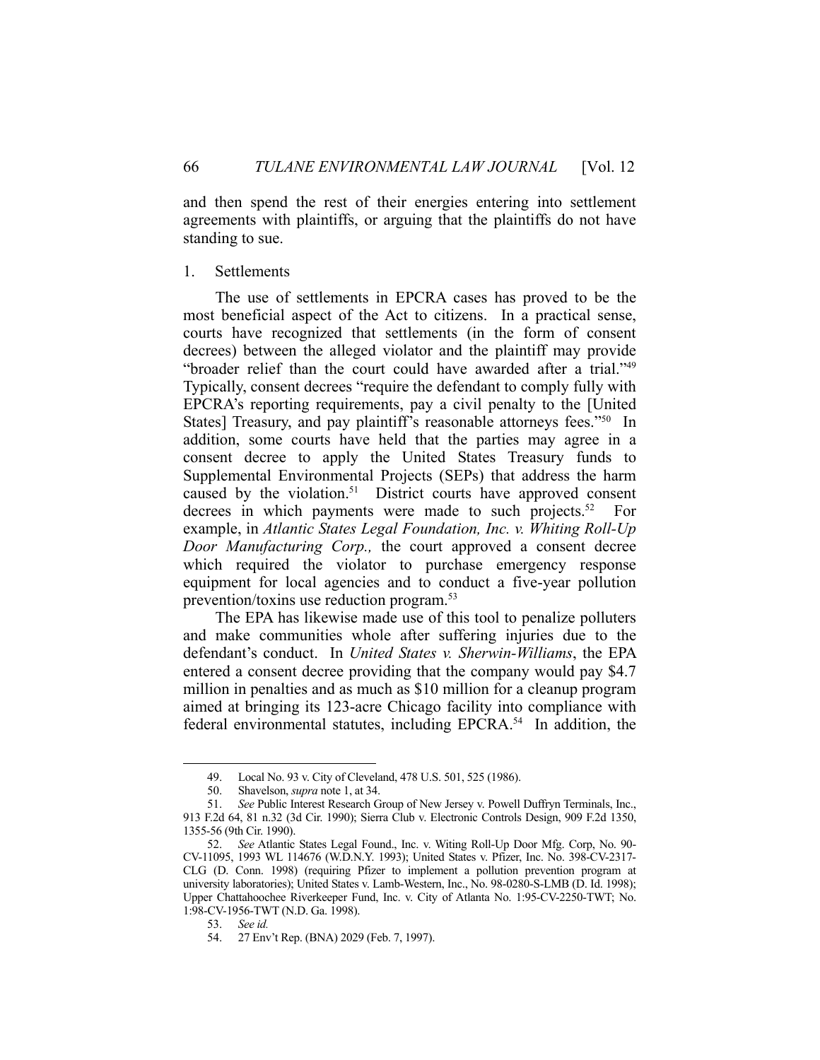and then spend the rest of their energies entering into settlement agreements with plaintiffs, or arguing that the plaintiffs do not have standing to sue.

1. Settlements

The use of settlements in EPCRA cases has proved to be the most beneficial aspect of the Act to citizens. In a practical sense, courts have recognized that settlements (in the form of consent decrees) between the alleged violator and the plaintiff may provide "broader relief than the court could have awarded after a trial."[49] Typically, consent decrees "require the defendant to comply fully with EPCRA's reporting requirements, pay a civil penalty to the [United States] Treasury, and pay plaintiff's reasonable attorneys fees."[50] In addition, some courts have held that the parties may agree in a consent decree to apply the United States Treasury funds to Supplemental Environmental Projects (SEPs) that address the harm caused by the violation.[51] District courts have approved consent decrees in which payments were made to such projects.[52] For example, in *Atlantic States Legal Foundation, Inc. v. Whiting Roll-Up Door Manufacturing Corp.,* the court approved a consent decree which required the violator to purchase emergency response equipment for local agencies and to conduct a five-year pollution prevention/toxins use reduction program.[53]

The EPA has likewise made use of this tool to penalize polluters and make communities whole after suffering injuries due to the defendant's conduct. In *United States v. Sherwin-Williams*, the EPA entered a consent decree providing that the company would pay $4.7 million in penalties and as much as $10 million for a cleanup program aimed at bringing its 123-acre Chicago facility into compliance with federal environmental statutes, including EPCRA.[54] In addition, the

---

49. Local No. 93 v. City of Cleveland, 478 U.S. 501, 525 (1986).

50. Shavelson, *supra* note 1, at 34.

51. *See* Public Interest Research Group of New Jersey v. Powell Duffryn Terminals, Inc., 913 F.2d 64, 81 n.32 (3d Cir. 1990); Sierra Club v. Electronic Controls Design, 909 F.2d 1350, 1355-56 (9th Cir. 1990).

52. *See* Atlantic States Legal Found., Inc. v. Witing Roll-Up Door Mfg. Corp, No. 90-CV-11095, 1993 WL 114676 (W.D.N.Y. 1993); United States v. Pfizer, Inc. No. 398-CV-2317-CLG (D. Conn. 1998) (requiring Pfizer to implement a pollution prevention program at university laboratories); United States v. Lamb-Western, Inc., No. 98-0280-S-LMB (D. Id. 1998); Upper Chattahoochee Riverkeeper Fund, Inc. v. City of Atlanta No. 1:95-CV-2250-TWT; No. 1:98-CV-1956-TWT (N.D. Ga. 1998).

53. *See id.*

54. 27 Env't Rep. (BNA) 2029 (Feb. 7, 1997).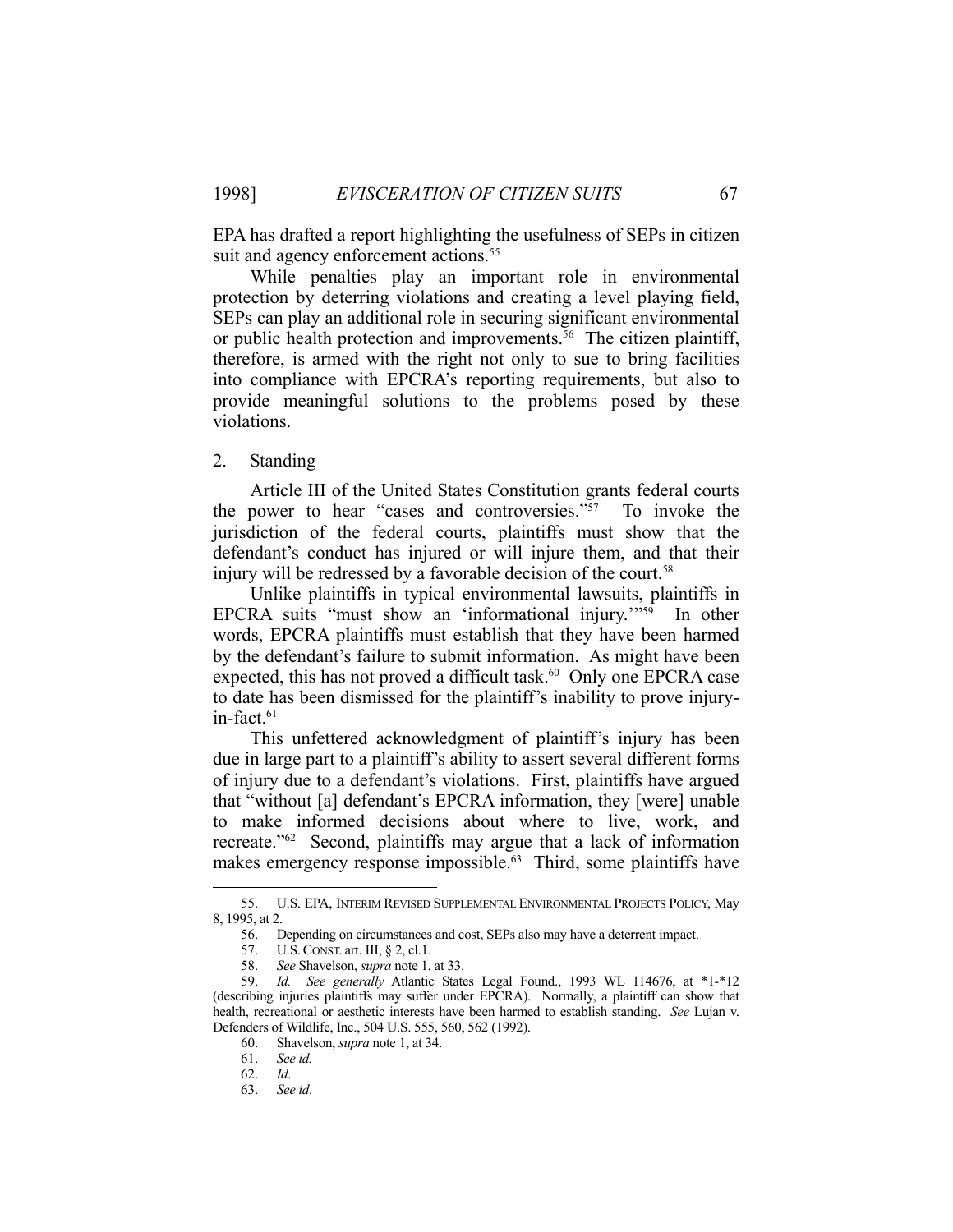EPA has drafted a report highlighting the usefulness of SEPs in citizen suit and agency enforcement actions.[55]

While penalties play an important role in environmental protection by deterring violations and creating a level playing field, SEPs can play an additional role in securing significant environmental or public health protection and improvements.[56] The citizen plaintiff, therefore, is armed with the right not only to sue to bring facilities into compliance with EPCRA's reporting requirements, but also to provide meaningful solutions to the problems posed by these violations.

2. Standing

Article III of the United States Constitution grants federal courts the power to hear "cases and controversies."[57] To invoke the jurisdiction of the federal courts, plaintiffs must show that the defendant's conduct has injured or will injure them, and that their injury will be redressed by a favorable decision of the court.[58]

Unlike plaintiffs in typical environmental lawsuits, plaintiffs in EPCRA suits "must show an 'informational injury.'"[59] In other words, EPCRA plaintiffs must establish that they have been harmed by the defendant's failure to submit information. As might have been expected, this has not proved a difficult task.[60] Only one EPCRA case to date has been dismissed for the plaintiff's inability to prove injury-in-fact.[61]

This unfettered acknowledgment of plaintiff's injury has been due in large part to a plaintiff's ability to assert several different forms of injury due to a defendant's violations. First, plaintiffs have argued that "without [a] defendant's EPCRA information, they [were] unable to make informed decisions about where to live, work, and recreate."[62] Second, plaintiffs may argue that a lack of information makes emergency response impossible.[63] Third, some plaintiffs have

---

55. U.S. EPA, INTERIM REVISED SUPPLEMENTAL ENVIRONMENTAL PROJECTS POLICY, May 8, 1995, at 2.

56. Depending on circumstances and cost, SEPs also may have a deterrent impact.

57. U.S. CONST. art. III, § 2, cl.1.

58. *See* Shavelson, *supra* note 1, at 33.

59. *Id. See generally* Atlantic States Legal Found., 1993 WL 114676, at *1-*12 (describing injuries plaintiffs may suffer under EPCRA). Normally, a plaintiff can show that health, recreational or aesthetic interests have been harmed to establish standing. *See* Lujan v. Defenders of Wildlife, Inc., 504 U.S. 555, 560, 562 (1992).

60. Shavelson, *supra* note 1, at 34.

61. *See id.*

62. *Id*.

63. *See id*.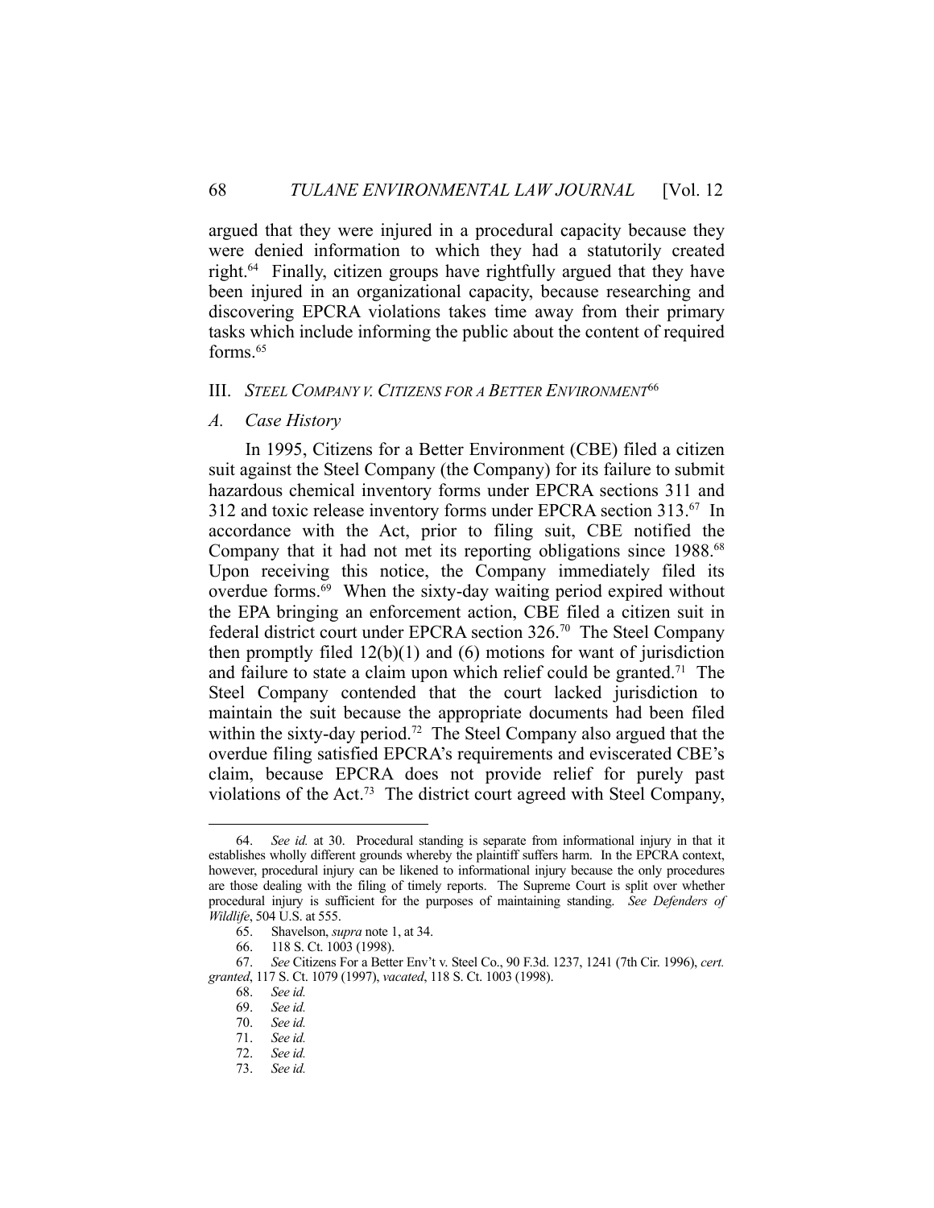argued that they were injured in a procedural capacity because they were denied information to which they had a statutorily created right.[64] Finally, citizen groups have rightfully argued that they have been injured in an organizational capacity, because researching and discovering EPCRA violations takes time away from their primary tasks which include informing the public about the content of required forms.[65]

## III. *Steel Company v. Citizens for a Better Environment*[66]

### *A. Case History*

In 1995, Citizens for a Better Environment (CBE) filed a citizen suit against the Steel Company (the Company) for its failure to submit hazardous chemical inventory forms under EPCRA sections 311 and 312 and toxic release inventory forms under EPCRA section 313.[67] In accordance with the Act, prior to filing suit, CBE notified the Company that it had not met its reporting obligations since 1988.[68] Upon receiving this notice, the Company immediately filed its overdue forms.[69] When the sixty-day waiting period expired without the EPA bringing an enforcement action, CBE filed a citizen suit in federal district court under EPCRA section 326.[70] The Steel Company then promptly filed 12(b)(1) and (6) motions for want of jurisdiction and failure to state a claim upon which relief could be granted.[71] The Steel Company contended that the court lacked jurisdiction to maintain the suit because the appropriate documents had been filed within the sixty-day period.[72] The Steel Company also argued that the overdue filing satisfied EPCRA's requirements and eviscerated CBE's claim, because EPCRA does not provide relief for purely past violations of the Act.[73] The district court agreed with Steel Company,

---

64. *See id.* at 30. Procedural standing is separate from informational injury in that it establishes wholly different grounds whereby the plaintiff suffers harm. In the EPCRA context, however, procedural injury can be likened to informational injury because the only procedures are those dealing with the filing of timely reports. The Supreme Court is split over whether procedural injury is sufficient for the purposes of maintaining standing. *See Defenders of Wildlife*, 504 U.S. at 555.

65. Shavelson, *supra* note 1, at 34.

66. 118 S. Ct. 1003 (1998).

67. *See* Citizens For a Better Env't v. Steel Co., 90 F.3d. 1237, 1241 (7th Cir. 1996), *cert. granted*, 117 S. Ct. 1079 (1997), *vacated*, 118 S. Ct. 1003 (1998).

68. *See id.*

69. *See id.*

70. *See id.*

71. *See id.*

72. *See id.*

73. *See id.*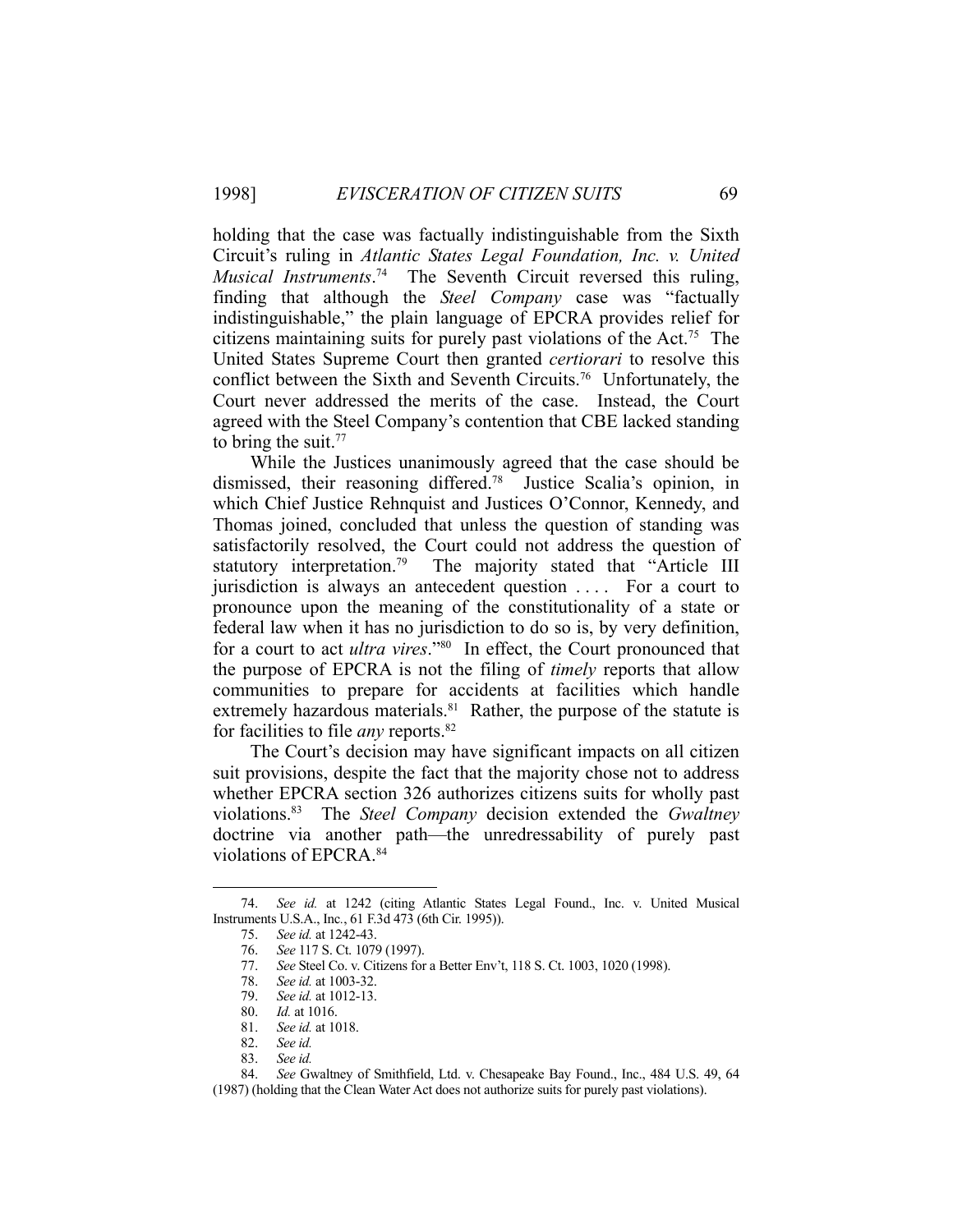holding that the case was factually indistinguishable from the Sixth Circuit's ruling in *Atlantic States Legal Foundation, Inc. v. United Musical Instruments*.[74] The Seventh Circuit reversed this ruling, finding that although the *Steel Company* case was "factually indistinguishable," the plain language of EPCRA provides relief for citizens maintaining suits for purely past violations of the Act.[75] The United States Supreme Court then granted *certiorari* to resolve this conflict between the Sixth and Seventh Circuits.[76] Unfortunately, the Court never addressed the merits of the case. Instead, the Court agreed with the Steel Company's contention that CBE lacked standing to bring the suit.[77]

While the Justices unanimously agreed that the case should be dismissed, their reasoning differed.[78] Justice Scalia's opinion, in which Chief Justice Rehnquist and Justices O'Connor, Kennedy, and Thomas joined, concluded that unless the question of standing was satisfactorily resolved, the Court could not address the question of statutory interpretation.[79] The majority stated that "Article III jurisdiction is always an antecedent question . . . . For a court to pronounce upon the meaning of the constitutionality of a state or federal law when it has no jurisdiction to do so is, by very definition, for a court to act *ultra vires*."[80] In effect, the Court pronounced that the purpose of EPCRA is not the filing of *timely* reports that allow communities to prepare for accidents at facilities which handle extremely hazardous materials.[81] Rather, the purpose of the statute is for facilities to file *any* reports.[82]

The Court's decision may have significant impacts on all citizen suit provisions, despite the fact that the majority chose not to address whether EPCRA section 326 authorizes citizens suits for wholly past violations.[83] The *Steel Company* decision extended the *Gwaltney* doctrine via another path—the unredressability of purely past violations of EPCRA.[84]

---

74. *See id.* at 1242 (citing Atlantic States Legal Found., Inc. v. United Musical Instruments U.S.A., Inc., 61 F.3d 473 (6th Cir. 1995)).

75. *See id.* at 1242-43.

76. *See* 117 S. Ct. 1079 (1997).

77. *See* Steel Co. v. Citizens for a Better Env't, 118 S. Ct. 1003, 1020 (1998).

78. *See id.* at 1003-32.

79. *See id.* at 1012-13.

80. *Id.* at 1016.

81. *See id.* at 1018.

82. *See id.*

83. *See id.*

84. *See* Gwaltney of Smithfield, Ltd. v. Chesapeake Bay Found., Inc., 484 U.S. 49, 64 (1987) (holding that the Clean Water Act does not authorize suits for purely past violations).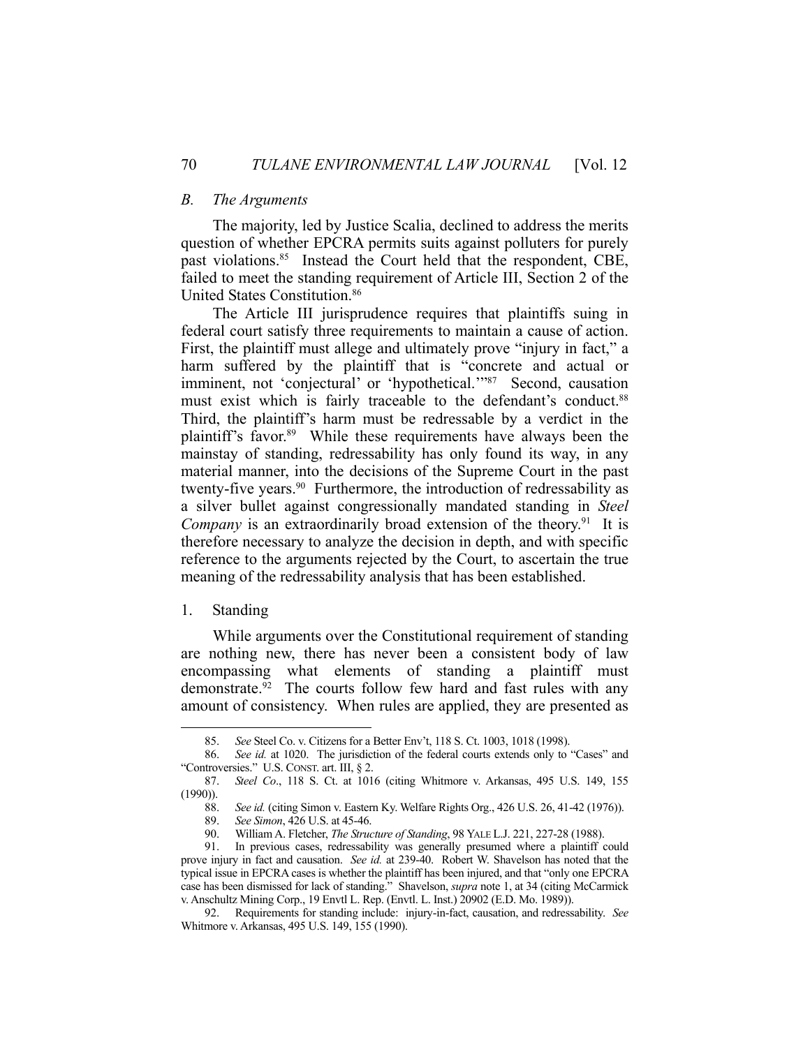### *B. The Arguments*

The majority, led by Justice Scalia, declined to address the merits question of whether EPCRA permits suits against polluters for purely past violations.[85] Instead the Court held that the respondent, CBE, failed to meet the standing requirement of Article III, Section 2 of the United States Constitution.[86]

The Article III jurisprudence requires that plaintiffs suing in federal court satisfy three requirements to maintain a cause of action. First, the plaintiff must allege and ultimately prove "injury in fact," a harm suffered by the plaintiff that is "concrete and actual or imminent, not 'conjectural' or 'hypothetical.'"[87] Second, causation must exist which is fairly traceable to the defendant's conduct.[88] Third, the plaintiff's harm must be redressable by a verdict in the plaintiff's favor.[89] While these requirements have always been the mainstay of standing, redressability has only found its way, in any material manner, into the decisions of the Supreme Court in the past twenty-five years.[90] Furthermore, the introduction of redressability as a silver bullet against congressionally mandated standing in *Steel Company* is an extraordinarily broad extension of the theory.[91] It is therefore necessary to analyze the decision in depth, and with specific reference to the arguments rejected by the Court, to ascertain the true meaning of the redressability analysis that has been established.

#### 1. Standing

While arguments over the Constitutional requirement of standing are nothing new, there has never been a consistent body of law encompassing what elements of standing a plaintiff must demonstrate.[92] The courts follow few hard and fast rules with any amount of consistency. When rules are applied, they are presented as

---

85. *See* Steel Co. v. Citizens for a Better Env't, 118 S. Ct. 1003, 1018 (1998).

86. *See id.* at 1020. The jurisdiction of the federal courts extends only to "Cases" and "Controversies." U.S. CONST. art. III, § 2.

87. *Steel Co*., 118 S. Ct. at 1016 (citing Whitmore v. Arkansas, 495 U.S. 149, 155 (1990)).

88. *See id.* (citing Simon v. Eastern Ky. Welfare Rights Org., 426 U.S. 26, 41-42 (1976)).

89. *See Simon*, 426 U.S. at 45-46.

90. William A. Fletcher, *The Structure of Standing*, 98 YALE L.J. 221, 227-28 (1988).

91. In previous cases, redressability was generally presumed where a plaintiff could prove injury in fact and causation. *See id.* at 239-40. Robert W. Shavelson has noted that the typical issue in EPCRA cases is whether the plaintiff has been injured, and that "only one EPCRA case has been dismissed for lack of standing." Shavelson, *supra* note 1, at 34 (citing McCarmick v. Anschultz Mining Corp., 19 Envtl L. Rep. (Envtl. L. Inst.) 20902 (E.D. Mo. 1989)).

92. Requirements for standing include: injury-in-fact, causation, and redressability. *See* Whitmore v. Arkansas, 495 U.S. 149, 155 (1990).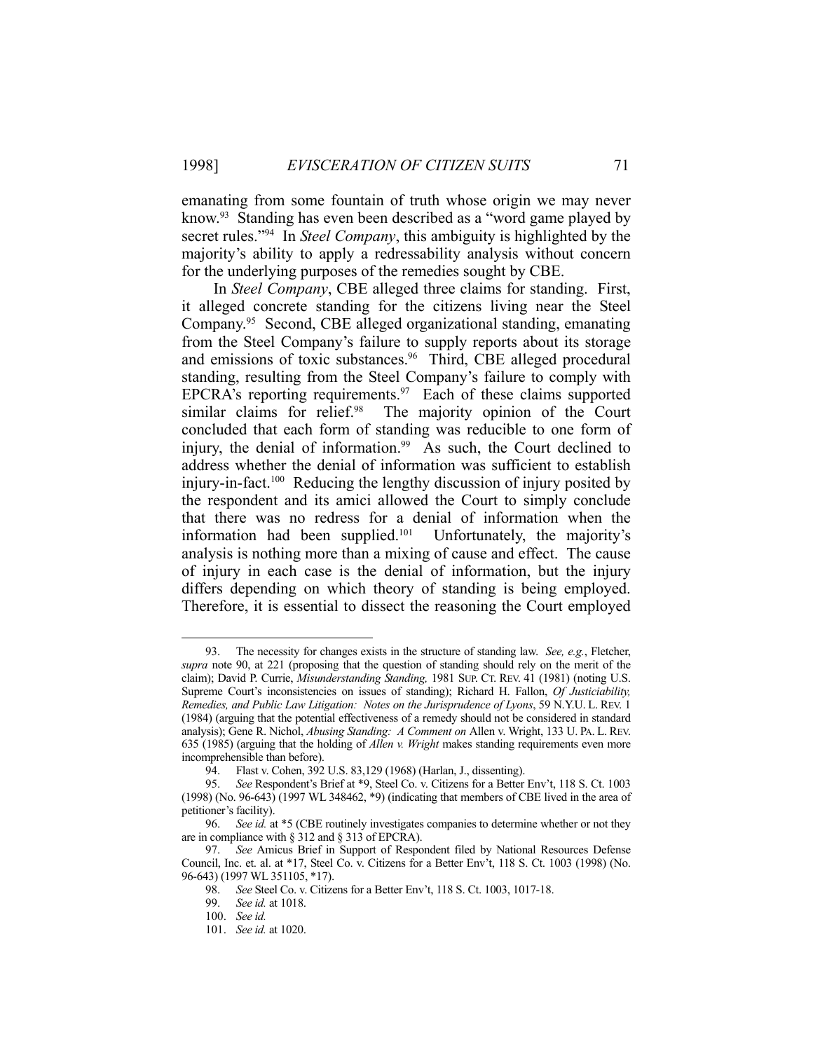emanating from some fountain of truth whose origin we may never know.[93] Standing has even been described as a "word game played by secret rules."[94] In *Steel Company*, this ambiguity is highlighted by the majority's ability to apply a redressability analysis without concern for the underlying purposes of the remedies sought by CBE.

In *Steel Company*, CBE alleged three claims for standing. First, it alleged concrete standing for the citizens living near the Steel Company.[95] Second, CBE alleged organizational standing, emanating from the Steel Company's failure to supply reports about its storage and emissions of toxic substances.[96] Third, CBE alleged procedural standing, resulting from the Steel Company's failure to comply with EPCRA's reporting requirements.[97] Each of these claims supported similar claims for relief.[98] The majority opinion of the Court concluded that each form of standing was reducible to one form of injury, the denial of information.[99] As such, the Court declined to address whether the denial of information was sufficient to establish injury-in-fact.[100] Reducing the lengthy discussion of injury posited by the respondent and its amici allowed the Court to simply conclude that there was no redress for a denial of information when the information had been supplied.[101] Unfortunately, the majority's analysis is nothing more than a mixing of cause and effect. The cause of injury in each case is the denial of information, but the injury differs depending on which theory of standing is being employed. Therefore, it is essential to dissect the reasoning the Court employed

---

93. The necessity for changes exists in the structure of standing law. *See, e.g.*, Fletcher, *supra* note 90, at 221 (proposing that the question of standing should rely on the merit of the claim); David P. Currie, *Misunderstanding Standing,* 1981 SUP. CT. REV. 41 (1981) (noting U.S. Supreme Court's inconsistencies on issues of standing); Richard H. Fallon, *Of Justiciability, Remedies, and Public Law Litigation: Notes on the Jurisprudence of Lyons*, 59 N.Y.U. L. REV. 1 (1984) (arguing that the potential effectiveness of a remedy should not be considered in standard analysis); Gene R. Nichol, *Abusing Standing: A Comment on* Allen v. Wright, 133 U. PA. L. REV. 635 (1985) (arguing that the holding of *Allen v. Wright* makes standing requirements even more incomprehensible than before).

94. Flast v. Cohen, 392 U.S. 83,129 (1968) (Harlan, J., dissenting).

95. *See* Respondent's Brief at *9, Steel Co. v. Citizens for a Better Env't, 118 S. Ct. 1003 (1998) (No. 96-643) (1997 WL 348462, *9) (indicating that members of CBE lived in the area of petitioner's facility).

96. *See id.* at *5 (CBE routinely investigates companies to determine whether or not they are in compliance with § 312 and § 313 of EPCRA).

97. *See* Amicus Brief in Support of Respondent filed by National Resources Defense Council, Inc. et. al. at *17, Steel Co. v. Citizens for a Better Env't, 118 S. Ct. 1003 (1998) (No. 96-643) (1997 WL 351105, *17).

98. *See* Steel Co. v. Citizens for a Better Env't, 118 S. Ct. 1003, 1017-18.

99. *See id.* at 1018.

100. *See id.*

101. *See id.* at 1020.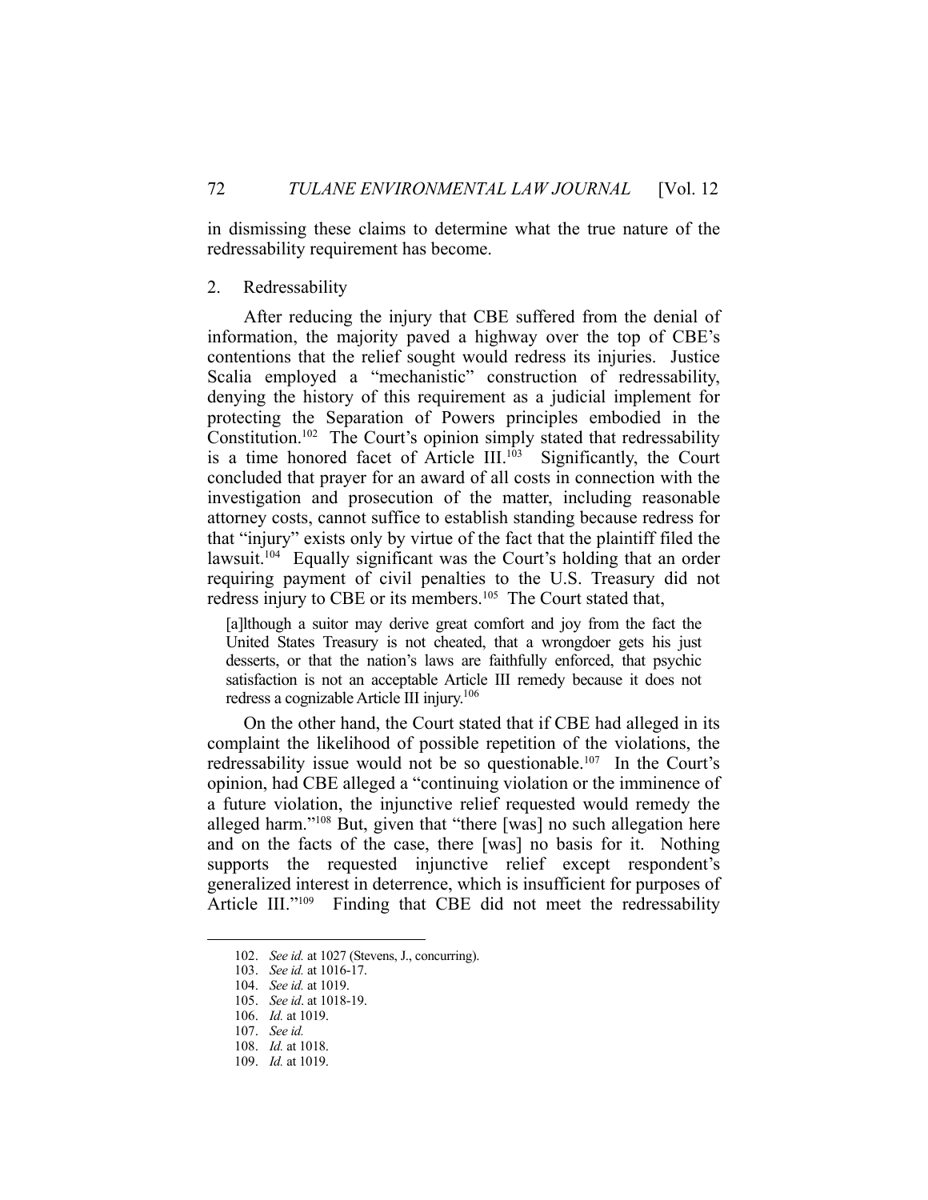in dismissing these claims to determine what the true nature of the redressability requirement has become.

2. Redressability

After reducing the injury that CBE suffered from the denial of information, the majority paved a highway over the top of CBE's contentions that the relief sought would redress its injuries. Justice Scalia employed a "mechanistic" construction of redressability, denying the history of this requirement as a judicial implement for protecting the Separation of Powers principles embodied in the Constitution.[102] The Court's opinion simply stated that redressability is a time honored facet of Article III.[103] Significantly, the Court concluded that prayer for an award of all costs in connection with the investigation and prosecution of the matter, including reasonable attorney costs, cannot suffice to establish standing because redress for that "injury" exists only by virtue of the fact that the plaintiff filed the lawsuit.[104] Equally significant was the Court's holding that an order requiring payment of civil penalties to the U.S. Treasury did not redress injury to CBE or its members.[105] The Court stated that,

> [a]lthough a suitor may derive great comfort and joy from the fact the United States Treasury is not cheated, that a wrongdoer gets his just desserts, or that the nation's laws are faithfully enforced, that psychic satisfaction is not an acceptable Article III remedy because it does not redress a cognizable Article III injury.[106]

On the other hand, the Court stated that if CBE had alleged in its complaint the likelihood of possible repetition of the violations, the redressability issue would not be so questionable.[107] In the Court's opinion, had CBE alleged a "continuing violation or the imminence of a future violation, the injunctive relief requested would remedy the alleged harm."[108] But, given that "there [was] no such allegation here and on the facts of the case, there [was] no basis for it. Nothing supports the requested injunctive relief except respondent's generalized interest in deterrence, which is insufficient for purposes of Article III."[109] Finding that CBE did not meet the redressability

---

102. *See id.* at 1027 (Stevens, J., concurring).
103. *See id.* at 1016-17.
104. *See id.* at 1019.
105. *See id*. at 1018-19.
106. *Id.* at 1019.
107. *See id.*
108. *Id.* at 1018.
109. *Id.* at 1019.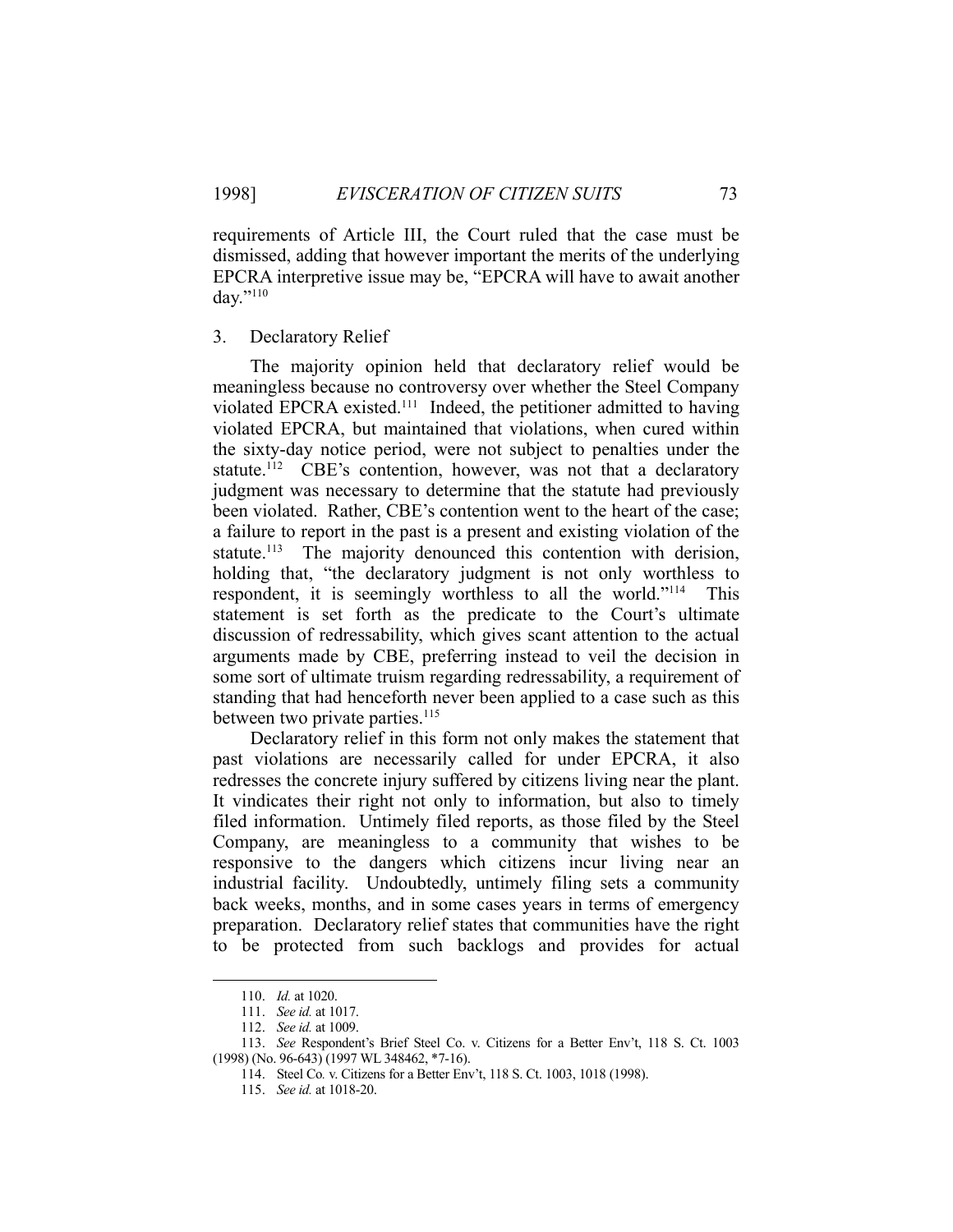requirements of Article III, the Court ruled that the case must be dismissed, adding that however important the merits of the underlying EPCRA interpretive issue may be, "EPCRA will have to await another day."[110]

### 3. Declaratory Relief

The majority opinion held that declaratory relief would be meaningless because no controversy over whether the Steel Company violated EPCRA existed.[111] Indeed, the petitioner admitted to having violated EPCRA, but maintained that violations, when cured within the sixty-day notice period, were not subject to penalties under the statute.[112] CBE's contention, however, was not that a declaratory judgment was necessary to determine that the statute had previously been violated. Rather, CBE's contention went to the heart of the case; a failure to report in the past is a present and existing violation of the statute.[113] The majority denounced this contention with derision, holding that, "the declaratory judgment is not only worthless to respondent, it is seemingly worthless to all the world."[114] This statement is set forth as the predicate to the Court's ultimate discussion of redressability, which gives scant attention to the actual arguments made by CBE, preferring instead to veil the decision in some sort of ultimate truism regarding redressability, a requirement of standing that had henceforth never been applied to a case such as this between two private parties.[115]

Declaratory relief in this form not only makes the statement that past violations are necessarily called for under EPCRA, it also redresses the concrete injury suffered by citizens living near the plant. It vindicates their right not only to information, but also to timely filed information. Untimely filed reports, as those filed by the Steel Company, are meaningless to a community that wishes to be responsive to the dangers which citizens incur living near an industrial facility. Undoubtedly, untimely filing sets a community back weeks, months, and in some cases years in terms of emergency preparation. Declaratory relief states that communities have the right to be protected from such backlogs and provides for actual

---

110. *Id.* at 1020.

111. *See id.* at 1017.

112. *See id.* at 1009.

113. *See* Respondent's Brief Steel Co. v. Citizens for a Better Env't, 118 S. Ct. 1003 (1998) (No. 96-643) (1997 WL 348462, *7-16).

114. Steel Co. v. Citizens for a Better Env't, 118 S. Ct. 1003, 1018 (1998).

115. *See id.* at 1018-20.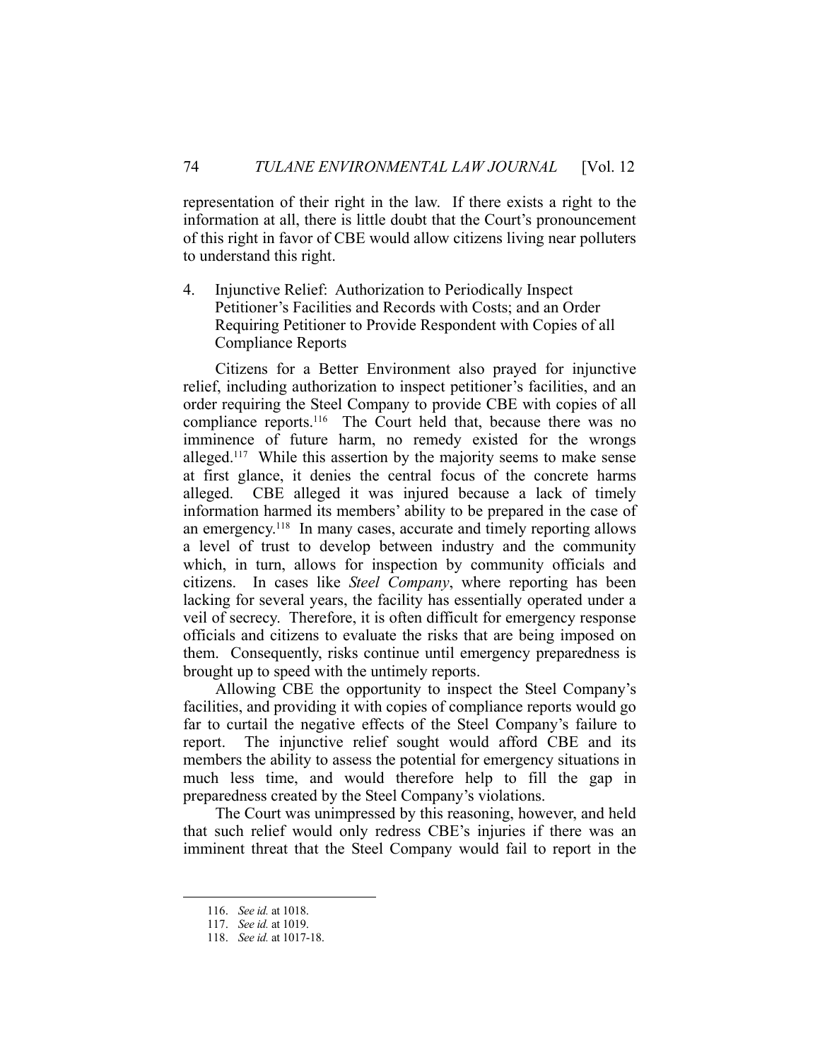representation of their right in the law. If there exists a right to the information at all, there is little doubt that the Court's pronouncement of this right in favor of CBE would allow citizens living near polluters to understand this right.

4. Injunctive Relief: Authorization to Periodically Inspect Petitioner's Facilities and Records with Costs; and an Order Requiring Petitioner to Provide Respondent with Copies of all Compliance Reports

Citizens for a Better Environment also prayed for injunctive relief, including authorization to inspect petitioner's facilities, and an order requiring the Steel Company to provide CBE with copies of all compliance reports.[116] The Court held that, because there was no imminence of future harm, no remedy existed for the wrongs alleged.[117] While this assertion by the majority seems to make sense at first glance, it denies the central focus of the concrete harms alleged. CBE alleged it was injured because a lack of timely information harmed its members' ability to be prepared in the case of an emergency.[118] In many cases, accurate and timely reporting allows a level of trust to develop between industry and the community which, in turn, allows for inspection by community officials and citizens. In cases like *Steel Company*, where reporting has been lacking for several years, the facility has essentially operated under a veil of secrecy. Therefore, it is often difficult for emergency response officials and citizens to evaluate the risks that are being imposed on them. Consequently, risks continue until emergency preparedness is brought up to speed with the untimely reports.

Allowing CBE the opportunity to inspect the Steel Company's facilities, and providing it with copies of compliance reports would go far to curtail the negative effects of the Steel Company's failure to report. The injunctive relief sought would afford CBE and its members the ability to assess the potential for emergency situations in much less time, and would therefore help to fill the gap in preparedness created by the Steel Company's violations.

The Court was unimpressed by this reasoning, however, and held that such relief would only redress CBE's injuries if there was an imminent threat that the Steel Company would fail to report in the

---

116. *See id.* at 1018.

117. *See id.* at 1019.

118. *See id.* at 1017-18.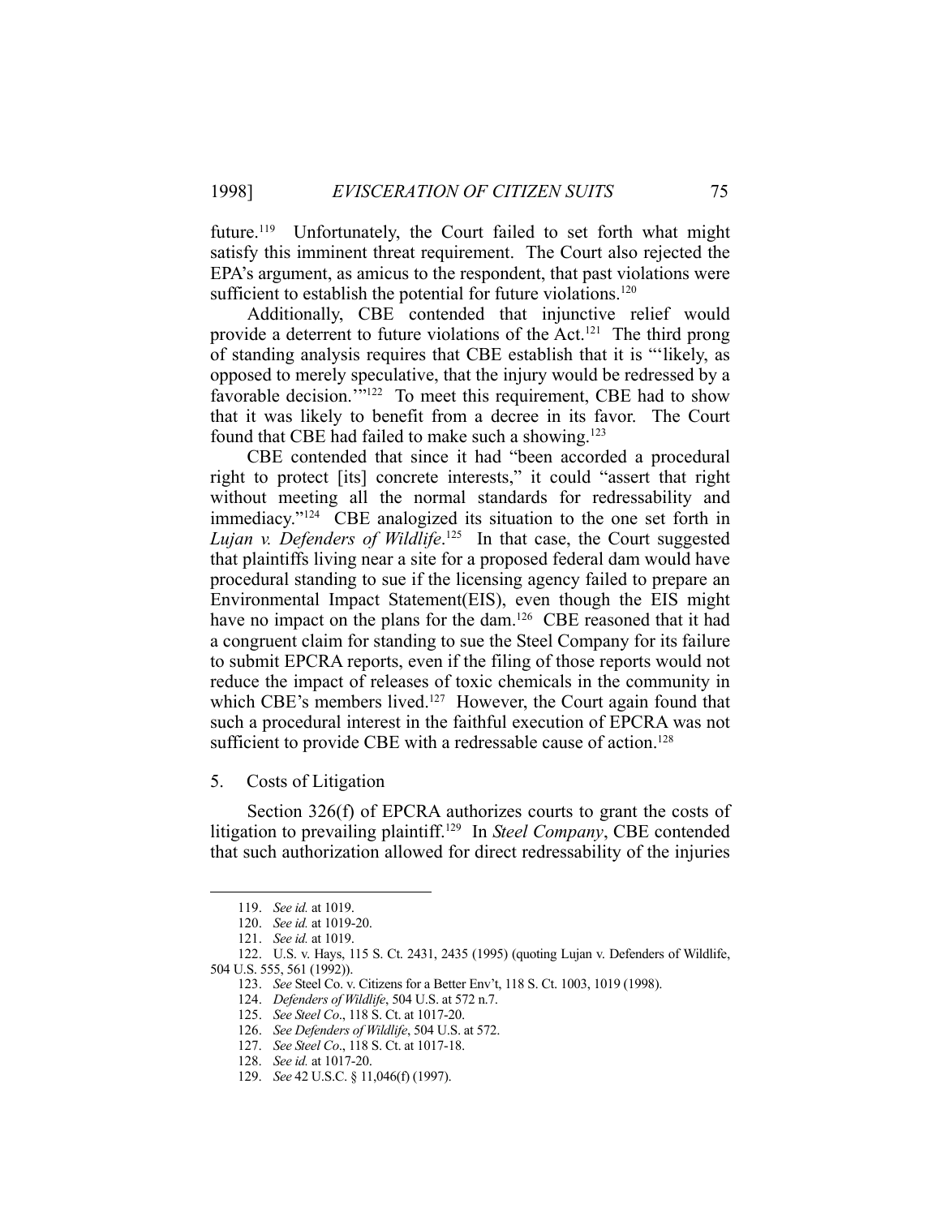future.[119] Unfortunately, the Court failed to set forth what might satisfy this imminent threat requirement. The Court also rejected the EPA's argument, as amicus to the respondent, that past violations were sufficient to establish the potential for future violations.[120]

Additionally, CBE contended that injunctive relief would provide a deterrent to future violations of the Act.[121] The third prong of standing analysis requires that CBE establish that it is "'likely, as opposed to merely speculative, that the injury would be redressed by a favorable decision.'"[122] To meet this requirement, CBE had to show that it was likely to benefit from a decree in its favor. The Court found that CBE had failed to make such a showing.[123]

CBE contended that since it had "been accorded a procedural right to protect [its] concrete interests," it could "assert that right without meeting all the normal standards for redressability and immediacy."[124] CBE analogized its situation to the one set forth in *Lujan v. Defenders of Wildlife*.[125] In that case, the Court suggested that plaintiffs living near a site for a proposed federal dam would have procedural standing to sue if the licensing agency failed to prepare an Environmental Impact Statement(EIS), even though the EIS might have no impact on the plans for the dam.[126] CBE reasoned that it had a congruent claim for standing to sue the Steel Company for its failure to submit EPCRA reports, even if the filing of those reports would not reduce the impact of releases of toxic chemicals in the community in which CBE's members lived.[127] However, the Court again found that such a procedural interest in the faithful execution of EPCRA was not sufficient to provide CBE with a redressable cause of action.[128]

5. Costs of Litigation

Section 326(f) of EPCRA authorizes courts to grant the costs of litigation to prevailing plaintiff.[129] In *Steel Company*, CBE contended that such authorization allowed for direct redressability of the injuries

---

119. *See id.* at 1019.

120. *See id.* at 1019-20.

121. *See id.* at 1019.

122. U.S. v. Hays, 115 S. Ct. 2431, 2435 (1995) (quoting Lujan v. Defenders of Wildlife, 504 U.S. 555, 561 (1992)).

123. *See* Steel Co. v. Citizens for a Better Env't, 118 S. Ct. 1003, 1019 (1998).

124. *Defenders of Wildlife*, 504 U.S. at 572 n.7.

125. *See Steel Co*., 118 S. Ct. at 1017-20.

126. *See Defenders of Wildlife*, 504 U.S. at 572.

127. *See Steel Co*., 118 S. Ct. at 1017-18.

128. *See id.* at 1017-20.

129. *See* 42 U.S.C. § 11,046(f) (1997).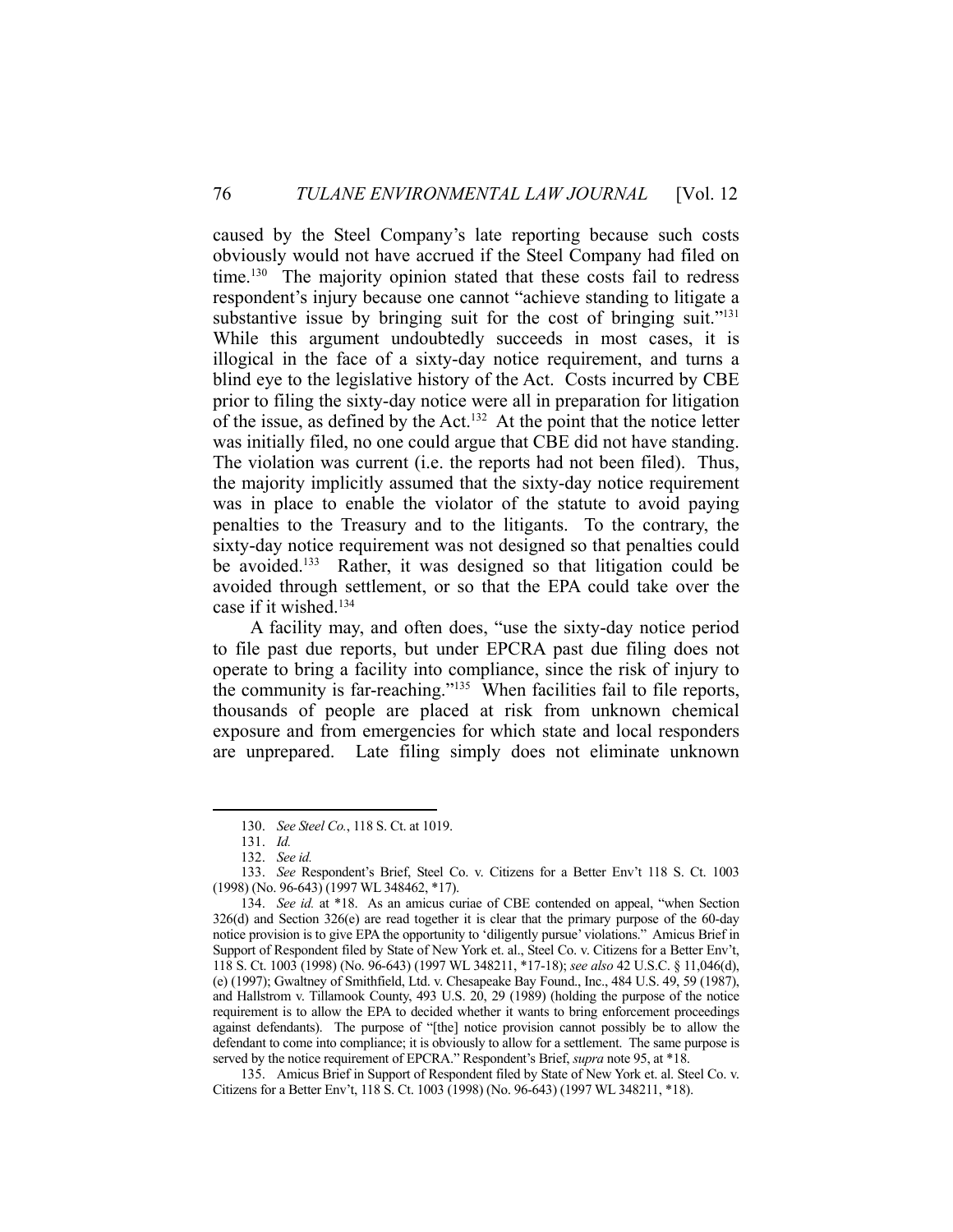caused by the Steel Company's late reporting because such costs obviously would not have accrued if the Steel Company had filed on time.[130] The majority opinion stated that these costs fail to redress respondent's injury because one cannot "achieve standing to litigate a substantive issue by bringing suit for the cost of bringing suit."[131] While this argument undoubtedly succeeds in most cases, it is illogical in the face of a sixty-day notice requirement, and turns a blind eye to the legislative history of the Act. Costs incurred by CBE prior to filing the sixty-day notice were all in preparation for litigation of the issue, as defined by the Act.[132] At the point that the notice letter was initially filed, no one could argue that CBE did not have standing. The violation was current (i.e. the reports had not been filed). Thus, the majority implicitly assumed that the sixty-day notice requirement was in place to enable the violator of the statute to avoid paying penalties to the Treasury and to the litigants. To the contrary, the sixty-day notice requirement was not designed so that penalties could be avoided.[133] Rather, it was designed so that litigation could be avoided through settlement, or so that the EPA could take over the case if it wished.[134]

A facility may, and often does, "use the sixty-day notice period to file past due reports, but under EPCRA past due filing does not operate to bring a facility into compliance, since the risk of injury to the community is far-reaching."[135] When facilities fail to file reports, thousands of people are placed at risk from unknown chemical exposure and from emergencies for which state and local responders are unprepared. Late filing simply does not eliminate unknown

---

130. *See Steel Co.*, 118 S. Ct. at 1019.

131. *Id.*

132. *See id.*

133. *See* Respondent's Brief, Steel Co. v. Citizens for a Better Env't 118 S. Ct. 1003 (1998) (No. 96-643) (1997 WL 348462, *17).

134. *See id.* at *18. As an amicus curiae of CBE contended on appeal, "when Section 326(d) and Section 326(e) are read together it is clear that the primary purpose of the 60-day notice provision is to give EPA the opportunity to 'diligently pursue' violations." Amicus Brief in Support of Respondent filed by State of New York et. al., Steel Co. v. Citizens for a Better Env't, 118 S. Ct. 1003 (1998) (No. 96-643) (1997 WL 348211, *17-18); *see also* 42 U.S.C. § 11,046(d), (e) (1997); Gwaltney of Smithfield, Ltd. v. Chesapeake Bay Found., Inc., 484 U.S. 49, 59 (1987), and Hallstrom v. Tillamook County, 493 U.S. 20, 29 (1989) (holding the purpose of the notice requirement is to allow the EPA to decided whether it wants to bring enforcement proceedings against defendants). The purpose of "[the] notice provision cannot possibly be to allow the defendant to come into compliance; it is obviously to allow for a settlement. The same purpose is served by the notice requirement of EPCRA." Respondent's Brief, *supra* note 95, at *18.

135. Amicus Brief in Support of Respondent filed by State of New York et. al. Steel Co. v. Citizens for a Better Env't, 118 S. Ct. 1003 (1998) (No. 96-643) (1997 WL 348211, *18).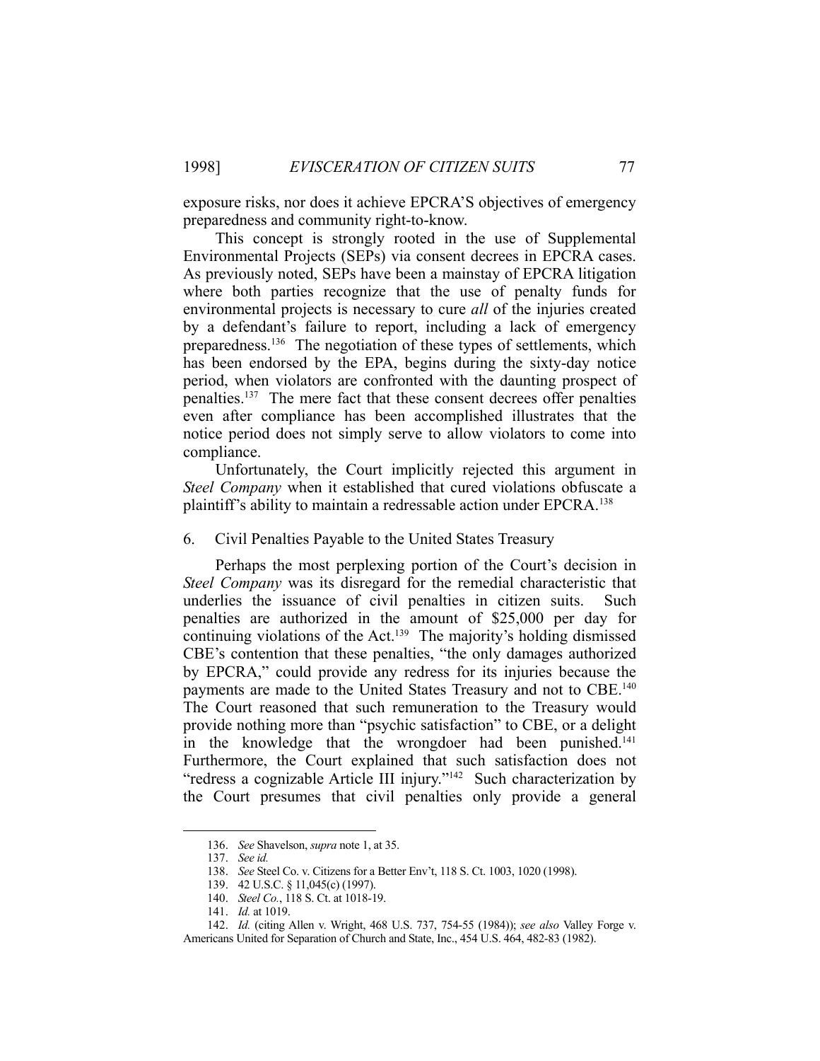exposure risks, nor does it achieve EPCRA'S objectives of emergency preparedness and community right-to-know.

This concept is strongly rooted in the use of Supplemental Environmental Projects (SEPs) via consent decrees in EPCRA cases. As previously noted, SEPs have been a mainstay of EPCRA litigation where both parties recognize that the use of penalty funds for environmental projects is necessary to cure *all* of the injuries created by a defendant's failure to report, including a lack of emergency preparedness.[136] The negotiation of these types of settlements, which has been endorsed by the EPA, begins during the sixty-day notice period, when violators are confronted with the daunting prospect of penalties.[137] The mere fact that these consent decrees offer penalties even after compliance has been accomplished illustrates that the notice period does not simply serve to allow violators to come into compliance.

Unfortunately, the Court implicitly rejected this argument in *Steel Company* when it established that cured violations obfuscate a plaintiff's ability to maintain a redressable action under EPCRA.[138]

6. Civil Penalties Payable to the United States Treasury

Perhaps the most perplexing portion of the Court's decision in *Steel Company* was its disregard for the remedial characteristic that underlies the issuance of civil penalties in citizen suits. Such penalties are authorized in the amount of $25,000 per day for continuing violations of the Act.[139] The majority's holding dismissed CBE's contention that these penalties, "the only damages authorized by EPCRA," could provide any redress for its injuries because the payments are made to the United States Treasury and not to CBE.[140] The Court reasoned that such remuneration to the Treasury would provide nothing more than "psychic satisfaction" to CBE, or a delight in the knowledge that the wrongdoer had been punished.[141] Furthermore, the Court explained that such satisfaction does not "redress a cognizable Article III injury."[142] Such characterization by the Court presumes that civil penalties only provide a general

---

136. *See* Shavelson, *supra* note 1, at 35.

137. *See id.*

138. *See* Steel Co. v. Citizens for a Better Env't, 118 S. Ct. 1003, 1020 (1998).

139. 42 U.S.C. § 11,045(c) (1997).

140. *Steel Co.*, 118 S. Ct. at 1018-19.

141. *Id.* at 1019.

142. *Id.* (citing Allen v. Wright, 468 U.S. 737, 754-55 (1984)); *see also* Valley Forge v. Americans United for Separation of Church and State, Inc., 454 U.S. 464, 482-83 (1982).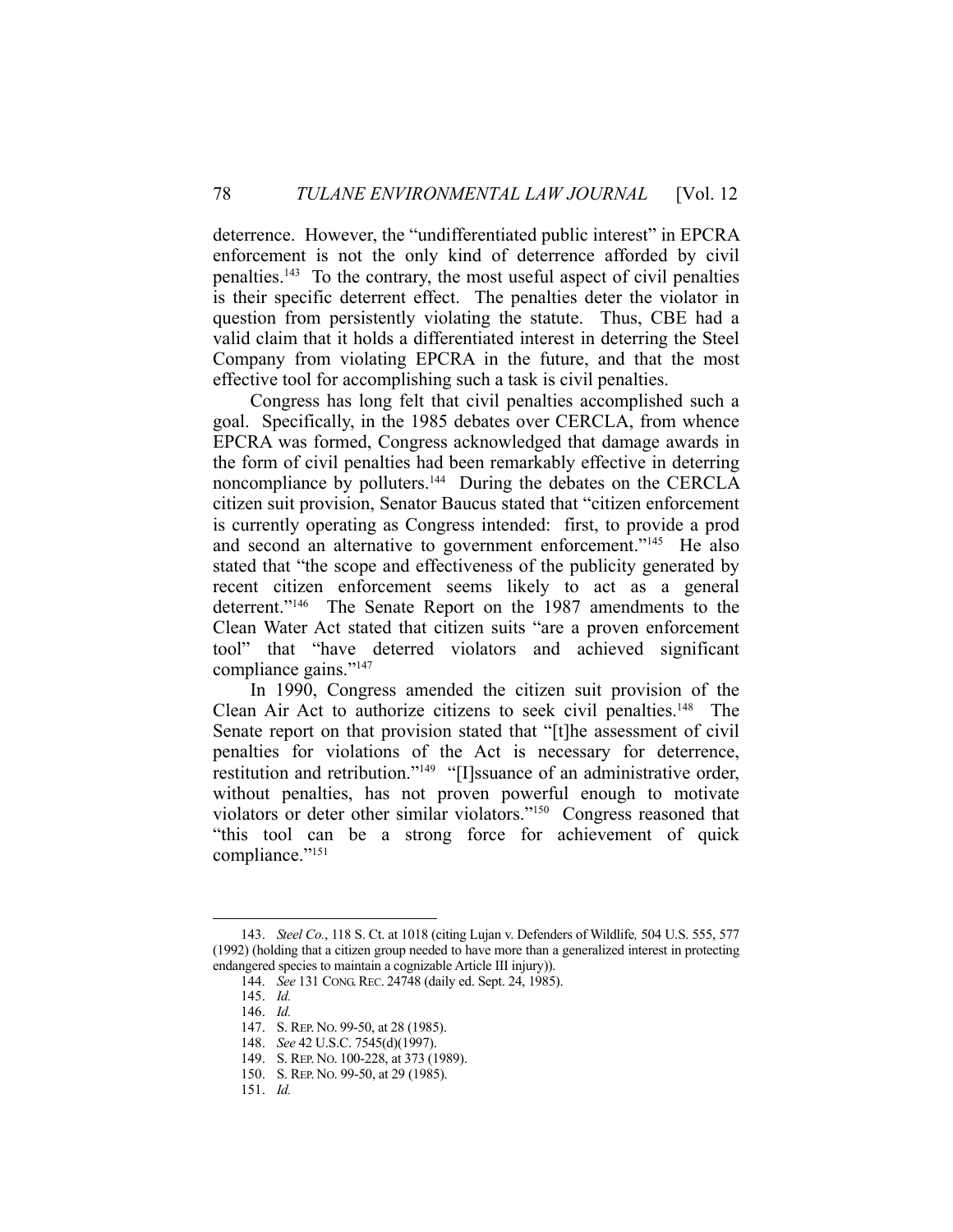deterrence. However, the "undifferentiated public interest" in EPCRA enforcement is not the only kind of deterrence afforded by civil penalties.[143] To the contrary, the most useful aspect of civil penalties is their specific deterrent effect. The penalties deter the violator in question from persistently violating the statute. Thus, CBE had a valid claim that it holds a differentiated interest in deterring the Steel Company from violating EPCRA in the future, and that the most effective tool for accomplishing such a task is civil penalties.

Congress has long felt that civil penalties accomplished such a goal. Specifically, in the 1985 debates over CERCLA, from whence EPCRA was formed, Congress acknowledged that damage awards in the form of civil penalties had been remarkably effective in deterring noncompliance by polluters.[144] During the debates on the CERCLA citizen suit provision, Senator Baucus stated that "citizen enforcement is currently operating as Congress intended: first, to provide a prod and second an alternative to government enforcement."[145] He also stated that "the scope and effectiveness of the publicity generated by recent citizen enforcement seems likely to act as a general deterrent."[146] The Senate Report on the 1987 amendments to the Clean Water Act stated that citizen suits "are a proven enforcement tool" that "have deterred violators and achieved significant compliance gains."[147]

In 1990, Congress amended the citizen suit provision of the Clean Air Act to authorize citizens to seek civil penalties.[148] The Senate report on that provision stated that "[t]he assessment of civil penalties for violations of the Act is necessary for deterrence, restitution and retribution."[149] "[I]ssuance of an administrative order, without penalties, has not proven powerful enough to motivate violators or deter other similar violators."[150] Congress reasoned that "this tool can be a strong force for achievement of quick compliance."[151]

---

143. *Steel Co.*, 118 S. Ct. at 1018 (citing Lujan v. Defenders of Wildlife*,* 504 U.S. 555, 577 (1992) (holding that a citizen group needed to have more than a generalized interest in protecting endangered species to maintain a cognizable Article III injury)).

144. *See* 131 CONG. REC. 24748 (daily ed. Sept. 24, 1985).

145. *Id.*

146. *Id.*

147. S. REP. NO. 99-50, at 28 (1985).

148. *See* 42 U.S.C. 7545(d)(1997).

149. S. REP. NO. 100-228, at 373 (1989).

150. S. REP. NO. 99-50, at 29 (1985).

151. *Id.*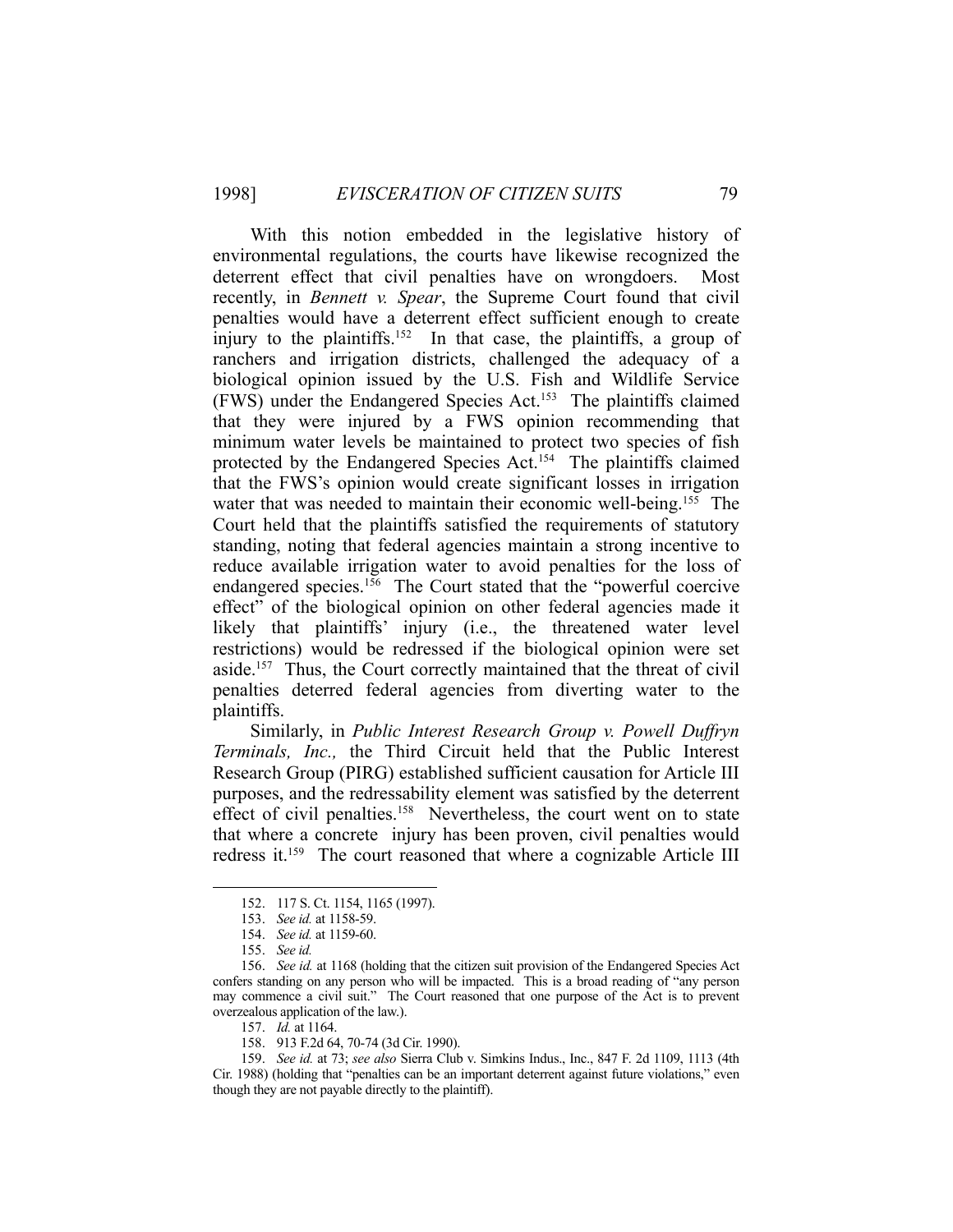With this notion embedded in the legislative history of environmental regulations, the courts have likewise recognized the deterrent effect that civil penalties have on wrongdoers. Most recently, in *Bennett v. Spear*, the Supreme Court found that civil penalties would have a deterrent effect sufficient enough to create injury to the plaintiffs.[152] In that case, the plaintiffs, a group of ranchers and irrigation districts, challenged the adequacy of a biological opinion issued by the U.S. Fish and Wildlife Service (FWS) under the Endangered Species Act.[153] The plaintiffs claimed that they were injured by a FWS opinion recommending that minimum water levels be maintained to protect two species of fish protected by the Endangered Species Act.[154] The plaintiffs claimed that the FWS's opinion would create significant losses in irrigation water that was needed to maintain their economic well-being.[155] The Court held that the plaintiffs satisfied the requirements of statutory standing, noting that federal agencies maintain a strong incentive to reduce available irrigation water to avoid penalties for the loss of endangered species.[156] The Court stated that the "powerful coercive effect" of the biological opinion on other federal agencies made it likely that plaintiffs' injury (i.e., the threatened water level restrictions) would be redressed if the biological opinion were set aside.[157] Thus, the Court correctly maintained that the threat of civil penalties deterred federal agencies from diverting water to the plaintiffs.

Similarly, in *Public Interest Research Group v. Powell Duffryn Terminals, Inc.,* the Third Circuit held that the Public Interest Research Group (PIRG) established sufficient causation for Article III purposes, and the redressability element was satisfied by the deterrent effect of civil penalties.[158] Nevertheless, the court went on to state that where a concrete injury has been proven, civil penalties would redress it.[159] The court reasoned that where a cognizable Article III

---

152. 117 S. Ct. 1154, 1165 (1997).

153. *See id.* at 1158-59.

154. *See id.* at 1159-60.

155. *See id.*

156. *See id.* at 1168 (holding that the citizen suit provision of the Endangered Species Act confers standing on any person who will be impacted. This is a broad reading of "any person may commence a civil suit." The Court reasoned that one purpose of the Act is to prevent overzealous application of the law.).

157. *Id.* at 1164.

158. 913 F.2d 64, 70-74 (3d Cir. 1990).

159. *See id.* at 73; *see also* Sierra Club v. Simkins Indus., Inc., 847 F. 2d 1109, 1113 (4th Cir. 1988) (holding that "penalties can be an important deterrent against future violations," even though they are not payable directly to the plaintiff).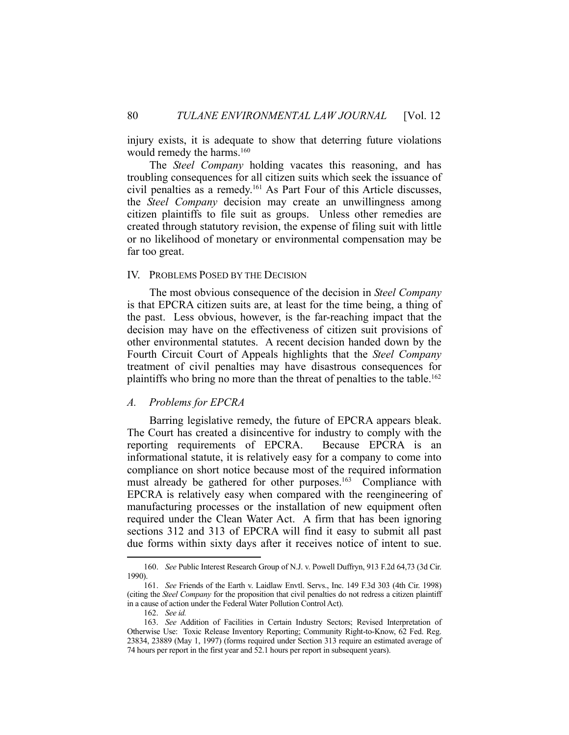injury exists, it is adequate to show that deterring future violations would remedy the harms.[160]

The *Steel Company* holding vacates this reasoning, and has troubling consequences for all citizen suits which seek the issuance of civil penalties as a remedy.[161] As Part Four of this Article discusses, the *Steel Company* decision may create an unwillingness among citizen plaintiffs to file suit as groups. Unless other remedies are created through statutory revision, the expense of filing suit with little or no likelihood of monetary or environmental compensation may be far too great.

## IV. PROBLEMS POSED BY THE DECISION

The most obvious consequence of the decision in *Steel Company* is that EPCRA citizen suits are, at least for the time being, a thing of the past. Less obvious, however, is the far-reaching impact that the decision may have on the effectiveness of citizen suit provisions of other environmental statutes. A recent decision handed down by the Fourth Circuit Court of Appeals highlights that the *Steel Company* treatment of civil penalties may have disastrous consequences for plaintiffs who bring no more than the threat of penalties to the table.[162]

### A. *Problems for EPCRA*

Barring legislative remedy, the future of EPCRA appears bleak. The Court has created a disincentive for industry to comply with the reporting requirements of EPCRA. Because EPCRA is an informational statute, it is relatively easy for a company to come into compliance on short notice because most of the required information must already be gathered for other purposes.[163] Compliance with EPCRA is relatively easy when compared with the reengineering of manufacturing processes or the installation of new equipment often required under the Clean Water Act. A firm that has been ignoring sections 312 and 313 of EPCRA will find it easy to submit all past due forms within sixty days after it receives notice of intent to sue.

---

160. *See* Public Interest Research Group of N.J. v. Powell Duffryn, 913 F.2d 64,73 (3d Cir. 1990).

161. *See* Friends of the Earth v. Laidlaw Envtl. Servs., Inc. 149 F.3d 303 (4th Cir. 1998) (citing the *Steel Company* for the proposition that civil penalties do not redress a citizen plaintiff in a cause of action under the Federal Water Pollution Control Act).

162. *See id.*

163. *See* Addition of Facilities in Certain Industry Sectors; Revised Interpretation of Otherwise Use: Toxic Release Inventory Reporting; Community Right-to-Know, 62 Fed. Reg. 23834, 23889 (May 1, 1997) (forms required under Section 313 require an estimated average of 74 hours per report in the first year and 52.1 hours per report in subsequent years).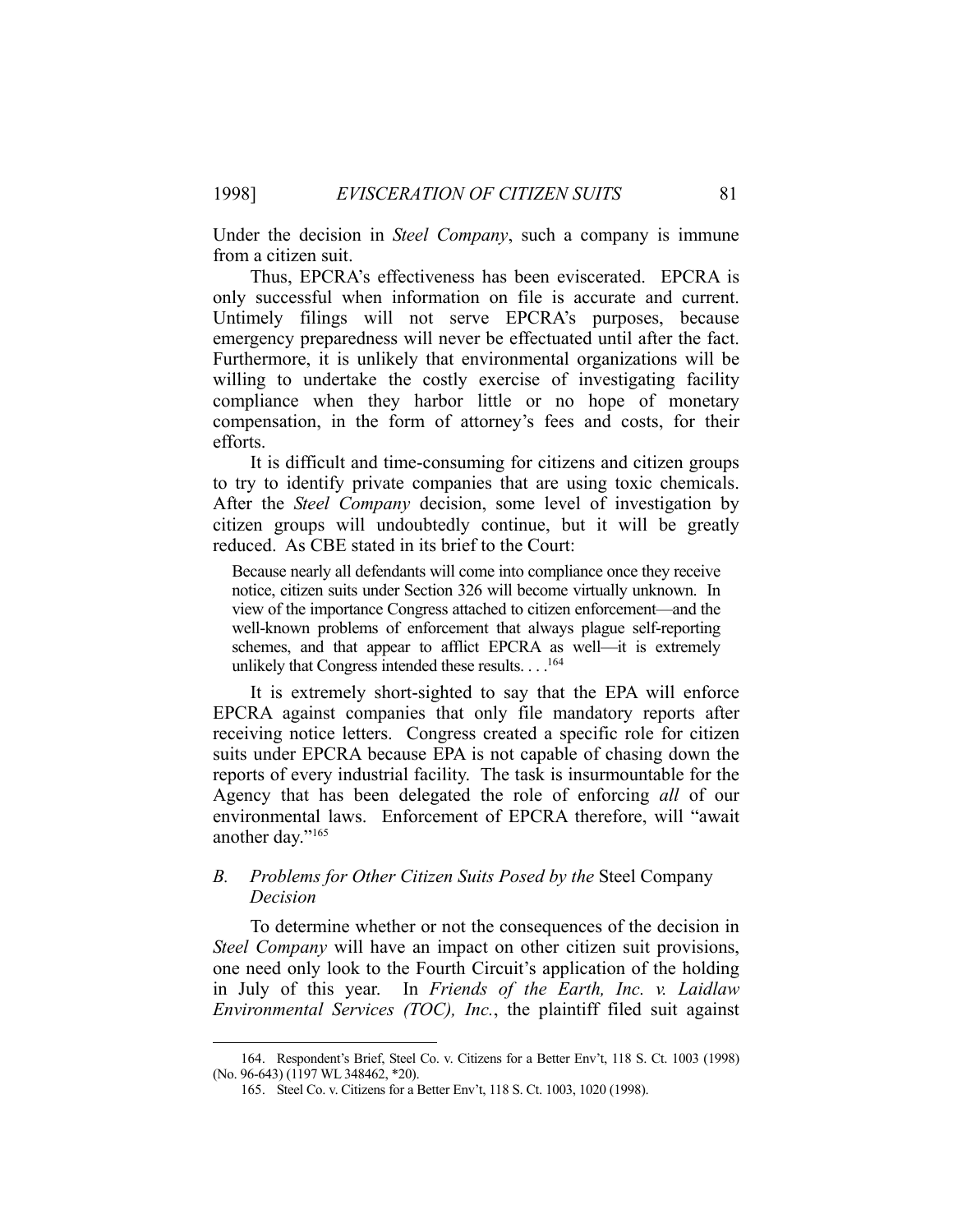Under the decision in *Steel Company*, such a company is immune from a citizen suit.

Thus, EPCRA's effectiveness has been eviscerated. EPCRA is only successful when information on file is accurate and current. Untimely filings will not serve EPCRA's purposes, because emergency preparedness will never be effectuated until after the fact. Furthermore, it is unlikely that environmental organizations will be willing to undertake the costly exercise of investigating facility compliance when they harbor little or no hope of monetary compensation, in the form of attorney's fees and costs, for their efforts.

It is difficult and time-consuming for citizens and citizen groups to try to identify private companies that are using toxic chemicals. After the *Steel Company* decision, some level of investigation by citizen groups will undoubtedly continue, but it will be greatly reduced. As CBE stated in its brief to the Court:

> Because nearly all defendants will come into compliance once they receive notice, citizen suits under Section 326 will become virtually unknown. In view of the importance Congress attached to citizen enforcement—and the well-known problems of enforcement that always plague self-reporting schemes, and that appear to afflict EPCRA as well—it is extremely unlikely that Congress intended these results. . . .[164]

It is extremely short-sighted to say that the EPA will enforce EPCRA against companies that only file mandatory reports after receiving notice letters. Congress created a specific role for citizen suits under EPCRA because EPA is not capable of chasing down the reports of every industrial facility. The task is insurmountable for the Agency that has been delegated the role of enforcing *all* of our environmental laws. Enforcement of EPCRA therefore, will "await another day."[165]

### *B. Problems for Other Citizen Suits Posed by the* Steel Company *Decision*

To determine whether or not the consequences of the decision in *Steel Company* will have an impact on other citizen suit provisions, one need only look to the Fourth Circuit's application of the holding in July of this year. In *Friends of the Earth, Inc. v. Laidlaw Environmental Services (TOC), Inc.*, the plaintiff filed suit against

---

164. Respondent's Brief, Steel Co. v. Citizens for a Better Env't, 118 S. Ct. 1003 (1998) (No. 96-643) (1197 WL 348462, *20).

165. Steel Co. v. Citizens for a Better Env't, 118 S. Ct. 1003, 1020 (1998).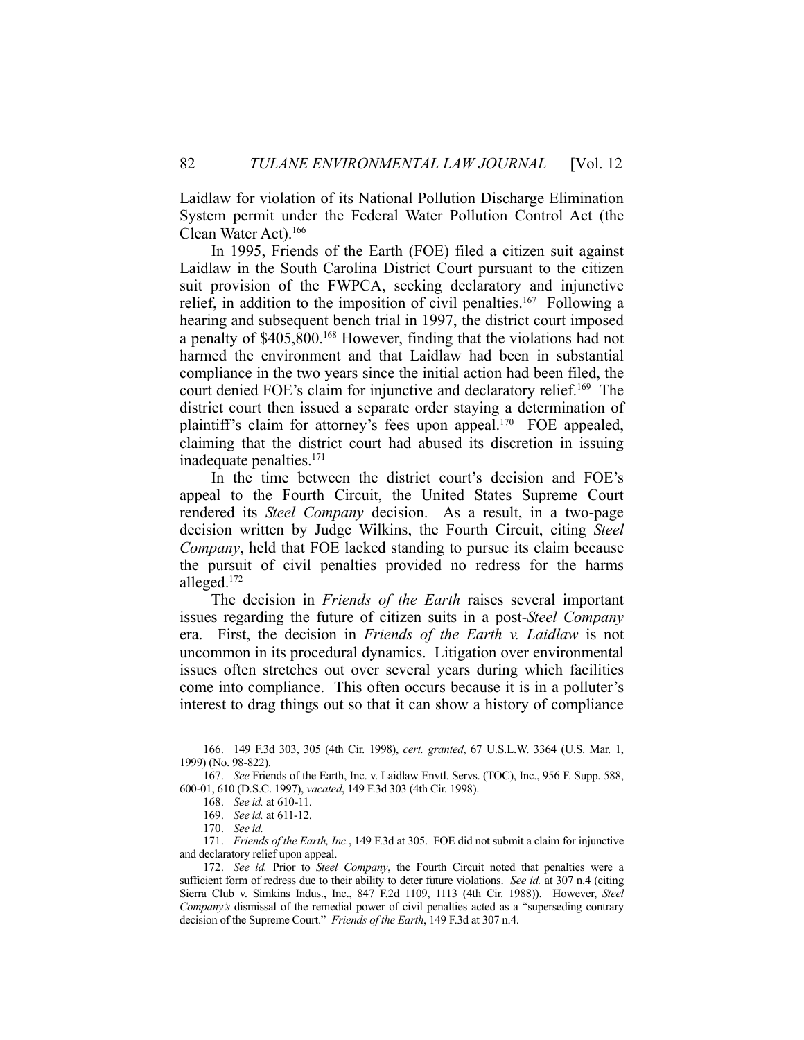Laidlaw for violation of its National Pollution Discharge Elimination System permit under the Federal Water Pollution Control Act (the Clean Water Act).[166]

In 1995, Friends of the Earth (FOE) filed a citizen suit against Laidlaw in the South Carolina District Court pursuant to the citizen suit provision of the FWPCA, seeking declaratory and injunctive relief, in addition to the imposition of civil penalties.[167] Following a hearing and subsequent bench trial in 1997, the district court imposed a penalty of $405,800.[168] However, finding that the violations had not harmed the environment and that Laidlaw had been in substantial compliance in the two years since the initial action had been filed, the court denied FOE's claim for injunctive and declaratory relief.[169] The district court then issued a separate order staying a determination of plaintiff's claim for attorney's fees upon appeal.[170] FOE appealed, claiming that the district court had abused its discretion in issuing inadequate penalties.[171]

In the time between the district court's decision and FOE's appeal to the Fourth Circuit, the United States Supreme Court rendered its *Steel Company* decision. As a result, in a two-page decision written by Judge Wilkins, the Fourth Circuit, citing *Steel Company*, held that FOE lacked standing to pursue its claim because the pursuit of civil penalties provided no redress for the harms alleged.[172]

The decision in *Friends of the Earth* raises several important issues regarding the future of citizen suits in a post-*Steel Company* era. First, the decision in *Friends of the Earth v. Laidlaw* is not uncommon in its procedural dynamics. Litigation over environmental issues often stretches out over several years during which facilities come into compliance. This often occurs because it is in a polluter's interest to drag things out so that it can show a history of compliance

---

166. 149 F.3d 303, 305 (4th Cir. 1998), *cert. granted*, 67 U.S.L.W. 3364 (U.S. Mar. 1, 1999) (No. 98-822).

167. *See* Friends of the Earth, Inc. v. Laidlaw Envtl. Servs. (TOC), Inc., 956 F. Supp. 588, 600-01, 610 (D.S.C. 1997), *vacated*, 149 F.3d 303 (4th Cir. 1998).

168. *See id.* at 610-11.

169. *See id.* at 611-12.

170. *See id.*

171. *Friends of the Earth, Inc.*, 149 F.3d at 305. FOE did not submit a claim for injunctive and declaratory relief upon appeal.

172. *See id.* Prior to *Steel Company*, the Fourth Circuit noted that penalties were a sufficient form of redress due to their ability to deter future violations. *See id.* at 307 n.4 (citing Sierra Club v. Simkins Indus., Inc., 847 F.2d 1109, 1113 (4th Cir. 1988)). However, *Steel Company's* dismissal of the remedial power of civil penalties acted as a "superseding contrary decision of the Supreme Court." *Friends of the Earth*, 149 F.3d at 307 n.4.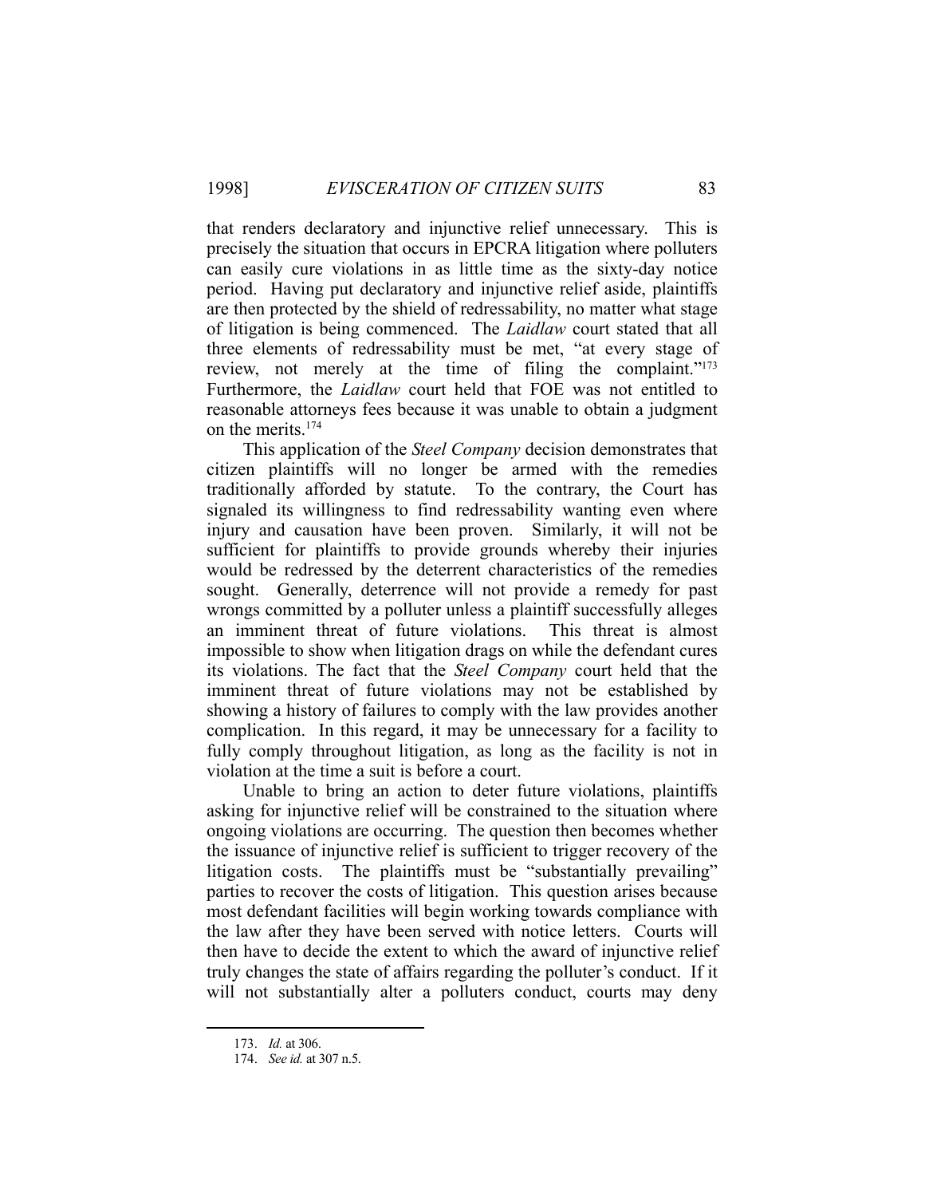that renders declaratory and injunctive relief unnecessary. This is precisely the situation that occurs in EPCRA litigation where polluters can easily cure violations in as little time as the sixty-day notice period. Having put declaratory and injunctive relief aside, plaintiffs are then protected by the shield of redressability, no matter what stage of litigation is being commenced. The *Laidlaw* court stated that all three elements of redressability must be met, "at every stage of review, not merely at the time of filing the complaint."[173] Furthermore, the *Laidlaw* court held that FOE was not entitled to reasonable attorneys fees because it was unable to obtain a judgment on the merits.[174]

This application of the *Steel Company* decision demonstrates that citizen plaintiffs will no longer be armed with the remedies traditionally afforded by statute. To the contrary, the Court has signaled its willingness to find redressability wanting even where injury and causation have been proven. Similarly, it will not be sufficient for plaintiffs to provide grounds whereby their injuries would be redressed by the deterrent characteristics of the remedies sought. Generally, deterrence will not provide a remedy for past wrongs committed by a polluter unless a plaintiff successfully alleges an imminent threat of future violations. This threat is almost impossible to show when litigation drags on while the defendant cures its violations. The fact that the *Steel Company* court held that the imminent threat of future violations may not be established by showing a history of failures to comply with the law provides another complication. In this regard, it may be unnecessary for a facility to fully comply throughout litigation, as long as the facility is not in violation at the time a suit is before a court.

Unable to bring an action to deter future violations, plaintiffs asking for injunctive relief will be constrained to the situation where ongoing violations are occurring. The question then becomes whether the issuance of injunctive relief is sufficient to trigger recovery of the litigation costs. The plaintiffs must be "substantially prevailing" parties to recover the costs of litigation. This question arises because most defendant facilities will begin working towards compliance with the law after they have been served with notice letters. Courts will then have to decide the extent to which the award of injunctive relief truly changes the state of affairs regarding the polluter's conduct. If it will not substantially alter a polluters conduct, courts may deny

173. *Id.* at 306.

174. *See id.* at 307 n.5.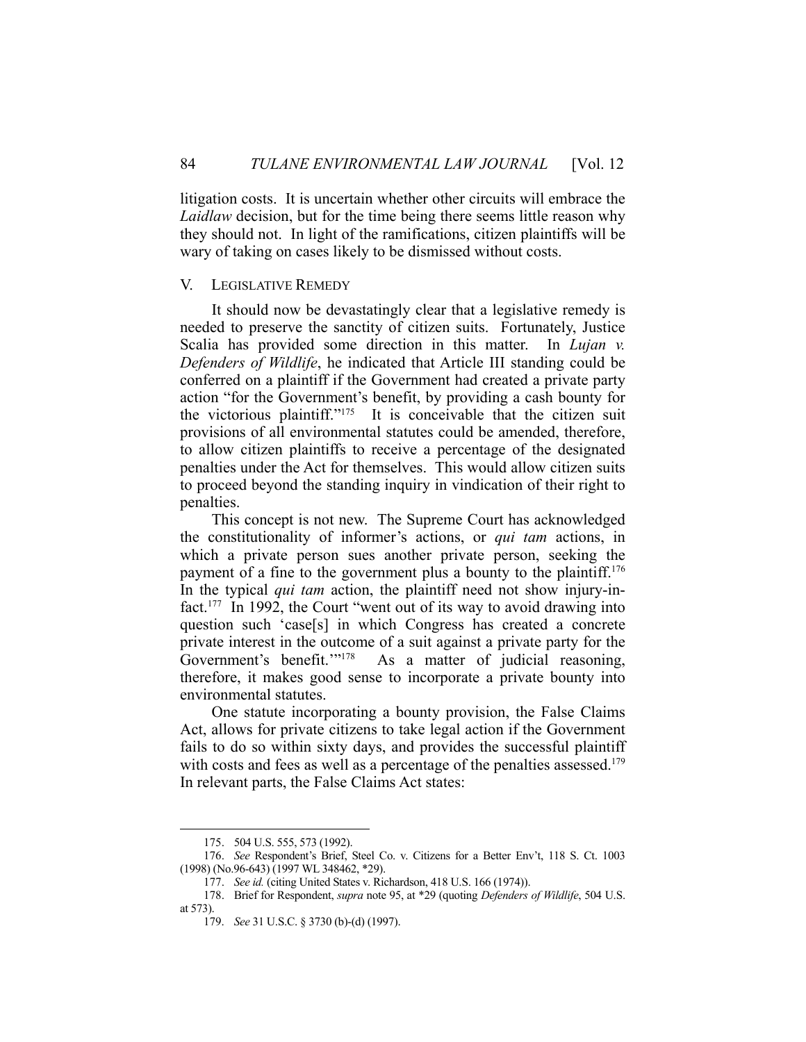litigation costs. It is uncertain whether other circuits will embrace the *Laidlaw* decision, but for the time being there seems little reason why they should not. In light of the ramifications, citizen plaintiffs will be wary of taking on cases likely to be dismissed without costs.

## V. LEGISLATIVE REMEDY

It should now be devastatingly clear that a legislative remedy is needed to preserve the sanctity of citizen suits. Fortunately, Justice Scalia has provided some direction in this matter. In *Lujan v. Defenders of Wildlife*, he indicated that Article III standing could be conferred on a plaintiff if the Government had created a private party action "for the Government's benefit, by providing a cash bounty for the victorious plaintiff."[175] It is conceivable that the citizen suit provisions of all environmental statutes could be amended, therefore, to allow citizen plaintiffs to receive a percentage of the designated penalties under the Act for themselves. This would allow citizen suits to proceed beyond the standing inquiry in vindication of their right to penalties.

This concept is not new. The Supreme Court has acknowledged the constitutionality of informer's actions, or *qui tam* actions, in which a private person sues another private person, seeking the payment of a fine to the government plus a bounty to the plaintiff.[176] In the typical *qui tam* action, the plaintiff need not show injury-in-fact.[177] In 1992, the Court "went out of its way to avoid drawing into question such 'case[s] in which Congress has created a concrete private interest in the outcome of a suit against a private party for the Government's benefit.'"[178] As a matter of judicial reasoning, therefore, it makes good sense to incorporate a private bounty into environmental statutes.

One statute incorporating a bounty provision, the False Claims Act, allows for private citizens to take legal action if the Government fails to do so within sixty days, and provides the successful plaintiff with costs and fees as well as a percentage of the penalties assessed.[179] In relevant parts, the False Claims Act states:

---

175. 504 U.S. 555, 573 (1992).

176. *See* Respondent's Brief, Steel Co. v. Citizens for a Better Env't, 118 S. Ct. 1003 (1998) (No.96-643) (1997 WL 348462, *29).

177. *See id.* (citing United States v. Richardson, 418 U.S. 166 (1974)).

178. Brief for Respondent, *supra* note 95, at *29 (quoting *Defenders of Wildlife*, 504 U.S. at 573).

179. *See* 31 U.S.C. § 3730 (b)-(d) (1997).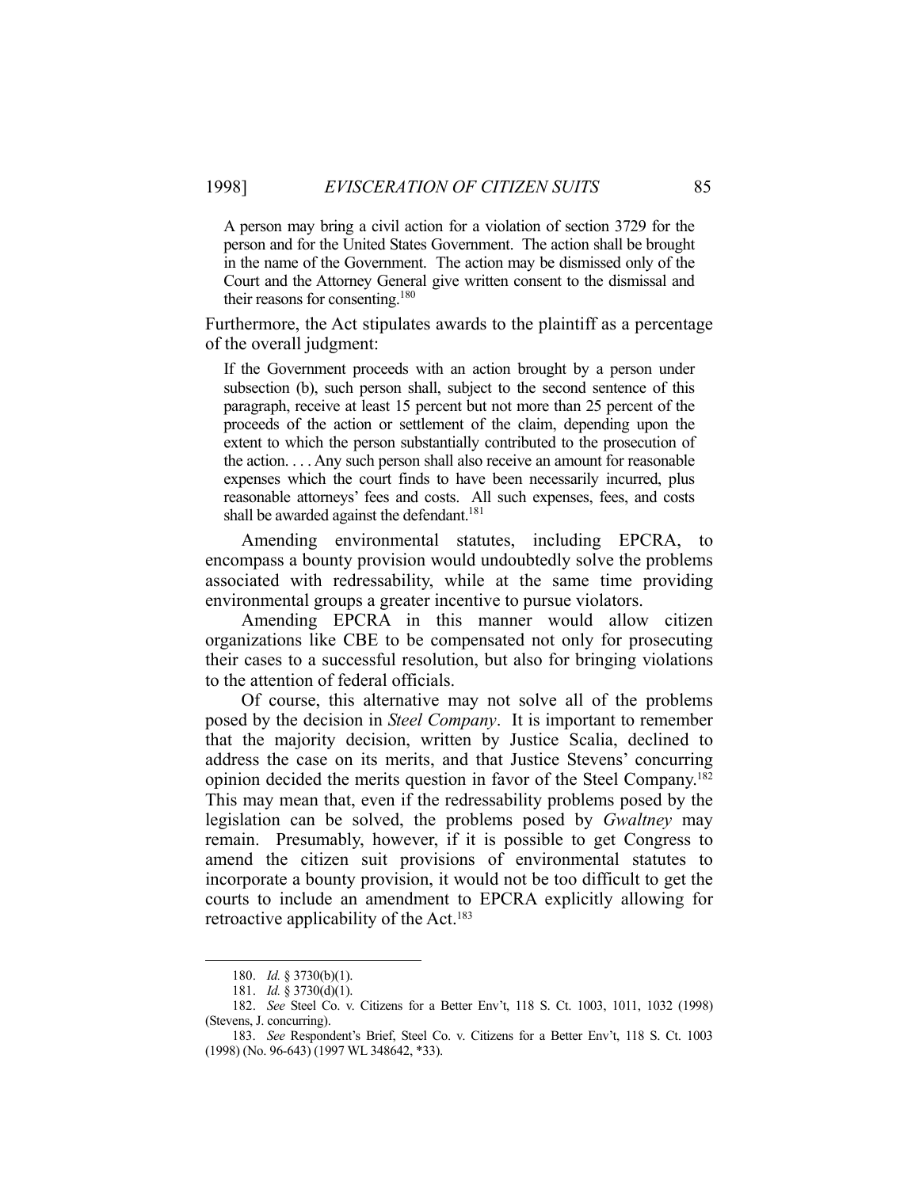> A person may bring a civil action for a violation of section 3729 for the person and for the United States Government. The action shall be brought in the name of the Government. The action may be dismissed only of the Court and the Attorney General give written consent to the dismissal and their reasons for consenting.[180]

Furthermore, the Act stipulates awards to the plaintiff as a percentage of the overall judgment:

> If the Government proceeds with an action brought by a person under subsection (b), such person shall, subject to the second sentence of this paragraph, receive at least 15 percent but not more than 25 percent of the proceeds of the action or settlement of the claim, depending upon the extent to which the person substantially contributed to the prosecution of the action. . . . Any such person shall also receive an amount for reasonable expenses which the court finds to have been necessarily incurred, plus reasonable attorneys' fees and costs. All such expenses, fees, and costs shall be awarded against the defendant.[181]

Amending environmental statutes, including EPCRA, to encompass a bounty provision would undoubtedly solve the problems associated with redressability, while at the same time providing environmental groups a greater incentive to pursue violators.

Amending EPCRA in this manner would allow citizen organizations like CBE to be compensated not only for prosecuting their cases to a successful resolution, but also for bringing violations to the attention of federal officials.

Of course, this alternative may not solve all of the problems posed by the decision in *Steel Company*. It is important to remember that the majority decision, written by Justice Scalia, declined to address the case on its merits, and that Justice Stevens' concurring opinion decided the merits question in favor of the Steel Company.[182] This may mean that, even if the redressability problems posed by the legislation can be solved, the problems posed by *Gwaltney* may remain. Presumably, however, if it is possible to get Congress to amend the citizen suit provisions of environmental statutes to incorporate a bounty provision, it would not be too difficult to get the courts to include an amendment to EPCRA explicitly allowing for retroactive applicability of the Act.[183]

---

180. *Id.* § 3730(b)(1).

181. *Id.* § 3730(d)(1).

182. *See* Steel Co. v. Citizens for a Better Env't, 118 S. Ct. 1003, 1011, 1032 (1998) (Stevens, J. concurring).

183. *See* Respondent's Brief, Steel Co. v. Citizens for a Better Env't, 118 S. Ct. 1003 (1998) (No. 96-643) (1997 WL 348642, \*33).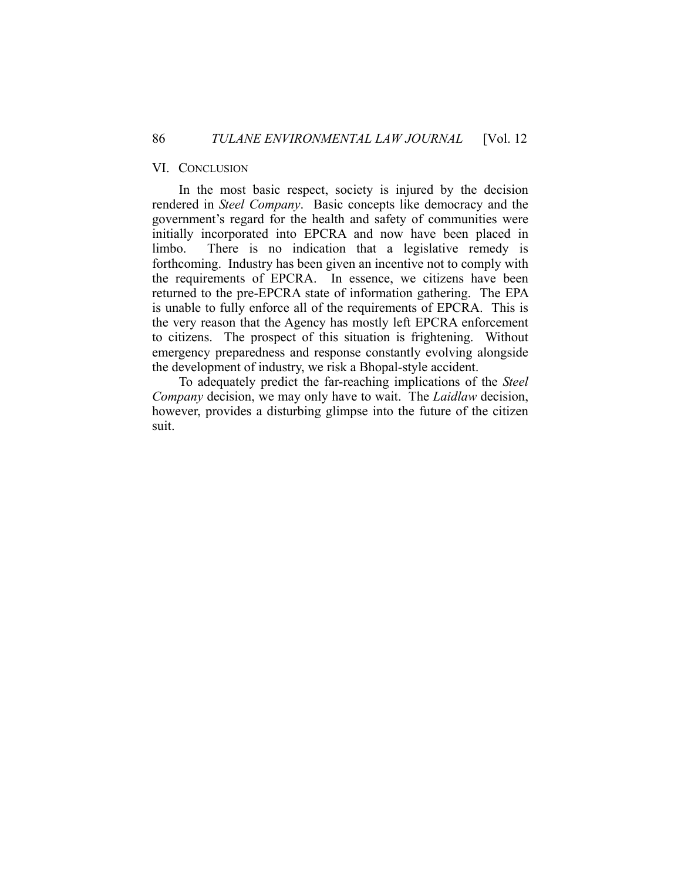## VI. CONCLUSION

In the most basic respect, society is injured by the decision rendered in *Steel Company*. Basic concepts like democracy and the government's regard for the health and safety of communities were initially incorporated into EPCRA and now have been placed in limbo. There is no indication that a legislative remedy is forthcoming. Industry has been given an incentive not to comply with the requirements of EPCRA. In essence, we citizens have been returned to the pre-EPCRA state of information gathering. The EPA is unable to fully enforce all of the requirements of EPCRA. This is the very reason that the Agency has mostly left EPCRA enforcement to citizens. The prospect of this situation is frightening. Without emergency preparedness and response constantly evolving alongside the development of industry, we risk a Bhopal-style accident.

To adequately predict the far-reaching implications of the *Steel Company* decision, we may only have to wait. The *Laidlaw* decision, however, provides a disturbing glimpse into the future of the citizen suit.